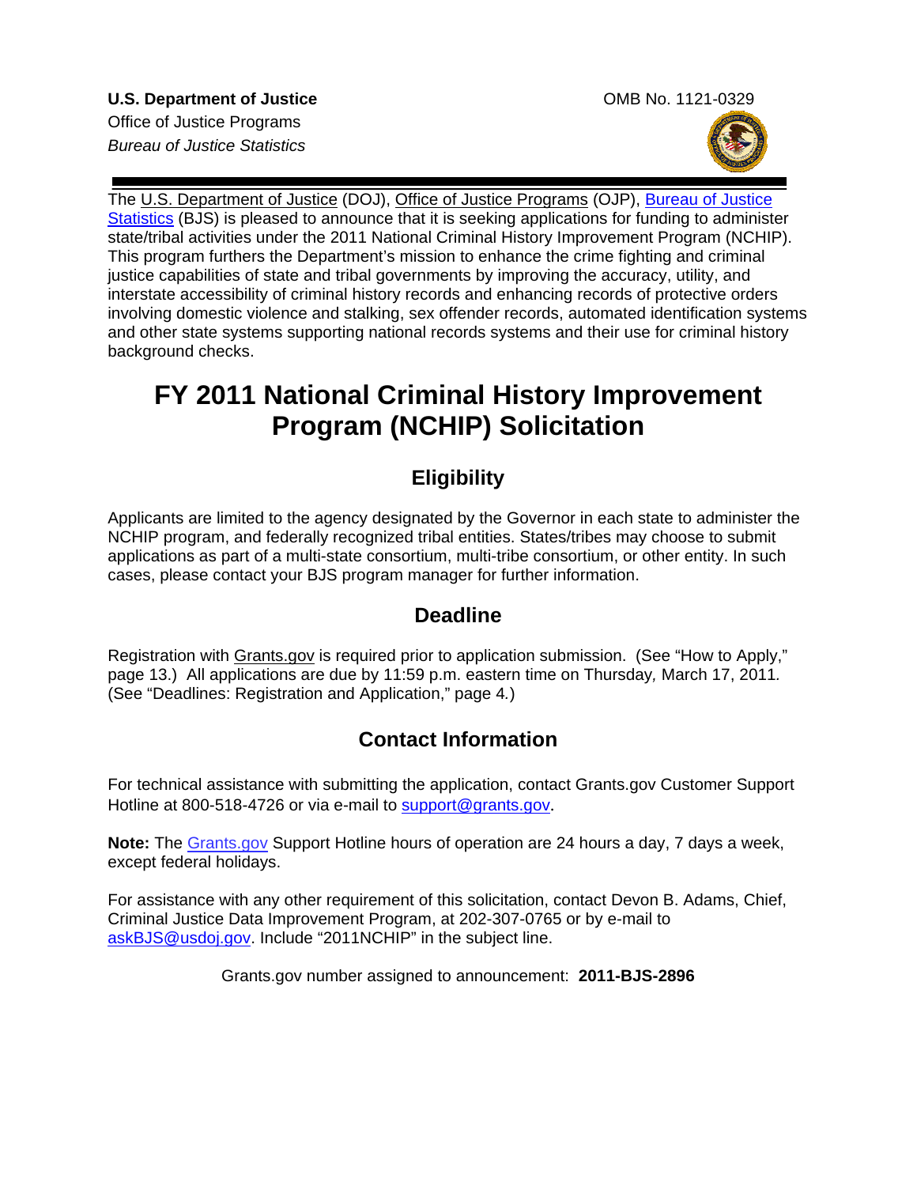**U.S. Department of Justice**
Office of Justice Programps
*Bureau of Justice Statistics*

OMB No. 1121-0329

The U.S. Department of Justice (DOJ), Office of Justice Programs (OJP), Bureau of Justice Statistics (BJS) is pleased to announce that it is seeking applications for funding to administer state/tribal activities under the 2011 National Criminal History Improvement Program (NCHIP). This program furthers the Department's mission to enhance the crime fighting and criminal justice capabilities of state and tribal governments by improving the accuracy, utility, and interstate accessibility of criminal history records and enhancing records of protective orders involving domestic violence and stalking, sex offender records, automated identification systems and other state systems supporting national records systems and their use for criminal history background checks.

# FY 2011 National Criminal History Improvement Program (NCHIP) Solicitation

## Eligibility

Applicants are limited to the agency designated by the Governor in each state to administer the NCHIP program, and federally recognized tribal entities. States/tribes may choose to submit applications as part of a multi-state consortium, multi-tribe consortium, or other entity. In such cases, please contact your BJS program manager for further information.

## Deadline

Registration with Grants.gov is required prior to application submission. (See "How to Apply," page 13.) All applications are due by 11:59 p.m. eastern time on Thursday, March 17, 2011. (See "Deadlines: Registration and Application," page 4.)

## Contact Information

For technical assistance with submitting the application, contact Grants.gov Customer Support Hotline at 800-518-4726 or via e-mail to support@grants.gov.

**Note:** The Grants.gov Support Hotline hours of operation are 24 hours a day, 7 days a week, except federal holidays.

For assistance with any other requirement of this solicitation, contact Devon B. Adams, Chief, Criminal Justice Data Improvement Program, at 202-307-0765 or by e-mail to askBJS@usdoj.gov. Include "2011NCHIP" in the subject line.

Grants.gov number assigned to announcement: **2011-BJS-2896**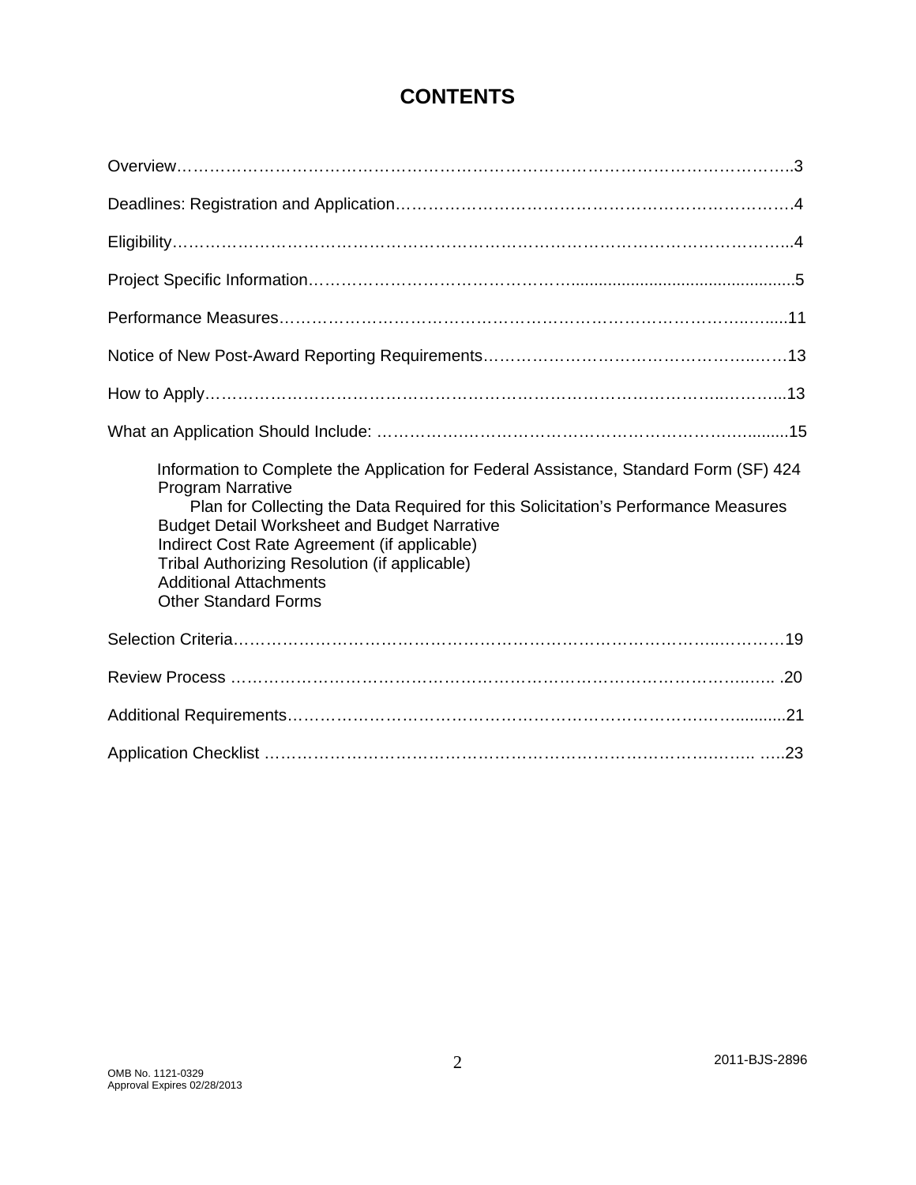# CONTENTS

Overview……………………………………………………………………………………………..3

Deadlines: Registration and Application………………………………………………………….4

Eligibility……………………………………………………………………………………………..4

Project Specific Information…………………………………………...........................................5

Performance Measures………………………………………………………………………......11

Notice of New Post-Award Reporting Requirements……………………………………….……13

How to Apply…………………………………………………………………………….………...13

What an Application Should Include: …………………………………………………….........15

- Information to Complete the Application for Federal Assistance, Standard Form (SF) 424
- Program Narrative
  - Plan for Collecting the Data Required for this Solicitation's Performance Measures
- Budget Detail Worksheet and Budget Narrative
- Indirect Cost Rate Agreement (if applicable)
- Tribal Authorizing Resolution (if applicable)
- Additional Attachments
- Other Standard Forms

Selection Criteria…………………………………………………………………………..………19

Review Process ……………………………………………………………………………….…. .20

Additional Requirements……………………………………………………………….….….........21

Application Checklist …………………………………………………………………….……. …..23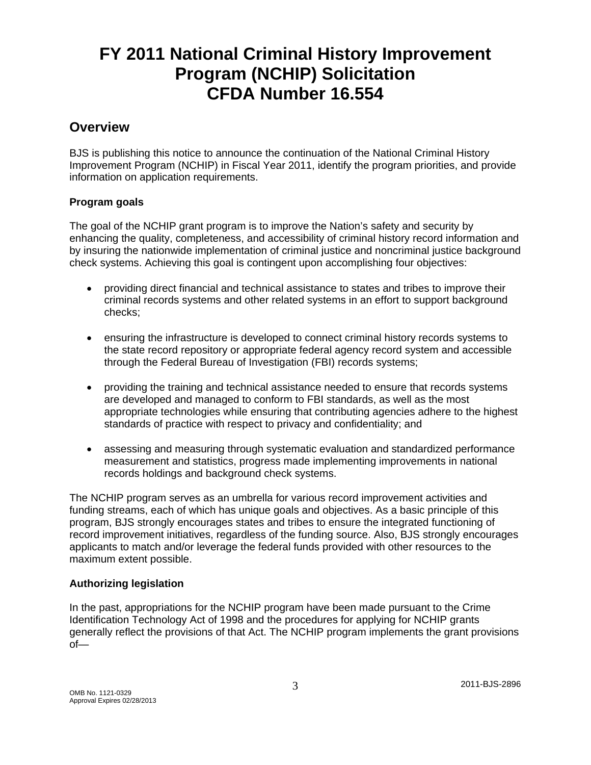# FY 2011 National Criminal History Improvement Program (NCHIP) Solicitation CFDA Number 16.554

## Overview

BJS is publishing this notice to announce the continuation of the National Criminal History Improvement Program (NCHIP) in Fiscal Year 2011, identify the program priorities, and provide information on application requirements.

### Program goals

The goal of the NCHIP grant program is to improve the Nation's safety and security by enhancing the quality, completeness, and accessibility of criminal history record information and by insuring the nationwide implementation of criminal justice and noncriminal justice background check systems. Achieving this goal is contingent upon accomplishing four objectives:

- providing direct financial and technical assistance to states and tribes to improve their criminal records systems and other related systems in an effort to support background checks;
- ensuring the infrastructure is developed to connect criminal history records systems to the state record repository or appropriate federal agency record system and accessible through the Federal Bureau of Investigation (FBI) records systems;
- providing the training and technical assistance needed to ensure that records systems are developed and managed to conform to FBI standards, as well as the most appropriate technologies while ensuring that contributing agencies adhere to the highest standards of practice with respect to privacy and confidentiality; and
- assessing and measuring through systematic evaluation and standardized performance measurement and statistics, progress made implementing improvements in national records holdings and background check systems.

The NCHIP program serves as an umbrella for various record improvement activities and funding streams, each of which has unique goals and objectives. As a basic principle of this program, BJS strongly encourages states and tribes to ensure the integrated functioning of record improvement initiatives, regardless of the funding source. Also, BJS strongly encourages applicants to match and/or leverage the federal funds provided with other resources to the maximum extent possible.

### Authorizing legislation

In the past, appropriations for the NCHIP program have been made pursuant to the Crime Identification Technology Act of 1998 and the procedures for applying for NCHIP grants generally reflect the provisions of that Act. The NCHIP program implements the grant provisions of—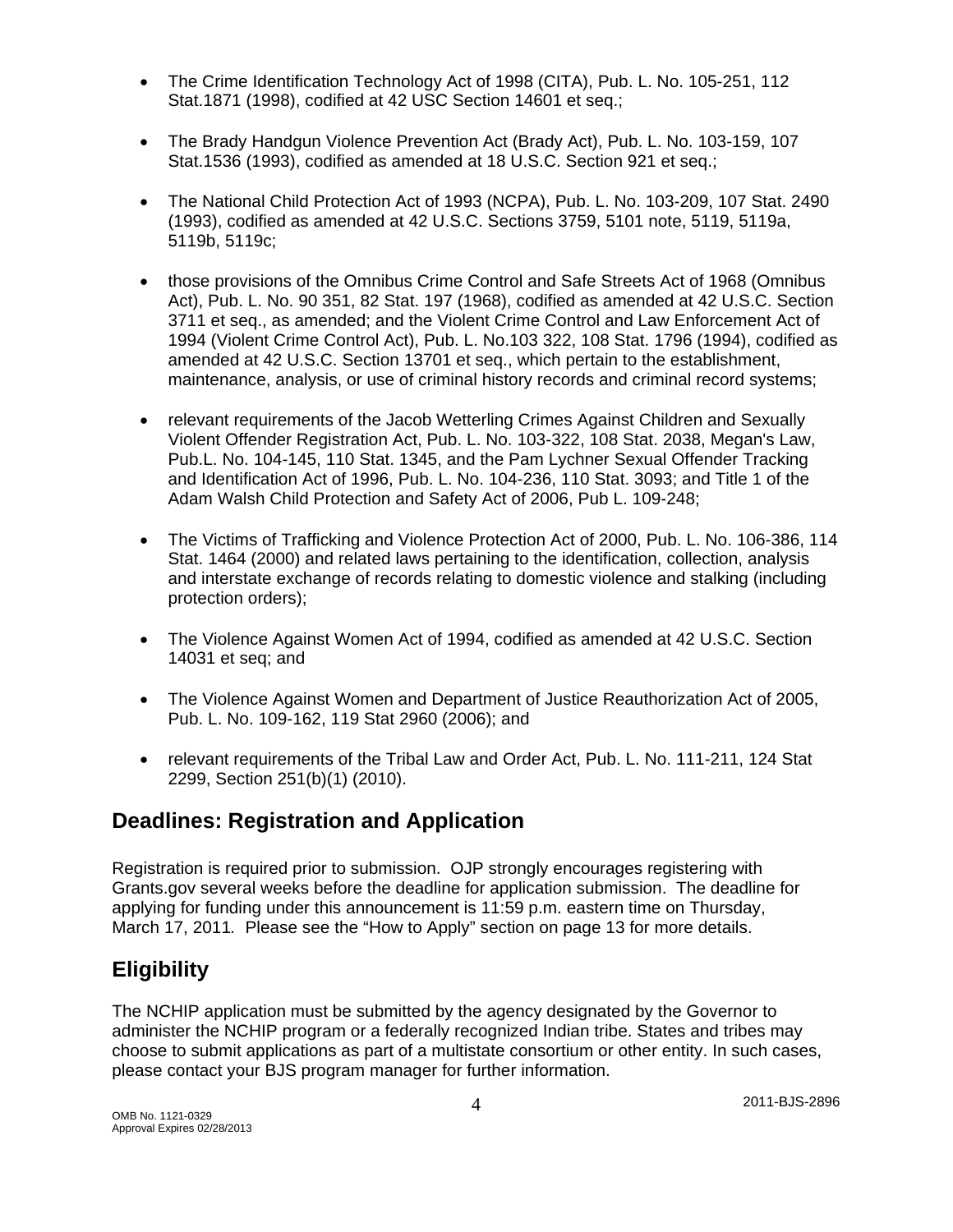- The Crime Identification Technology Act of 1998 (CITA), Pub. L. No. 105-251, 112 Stat.1871 (1998), codified at 42 USC Section 14601 et seq.;

- The Brady Handgun Violence Prevention Act (Brady Act), Pub. L. No. 103-159, 107 Stat.1536 (1993), codified as amended at 18 U.S.C. Section 921 et seq.;

- The National Child Protection Act of 1993 (NCPA), Pub. L. No. 103-209, 107 Stat. 2490 (1993), codified as amended at 42 U.S.C. Sections 3759, 5101 note, 5119, 5119a, 5119b, 5119c;

- those provisions of the Omnibus Crime Control and Safe Streets Act of 1968 (Omnibus Act), Pub. L. No. 90 351, 82 Stat. 197 (1968), codified as amended at 42 U.S.C. Section 3711 et seq., as amended; and the Violent Crime Control and Law Enforcement Act of 1994 (Violent Crime Control Act), Pub. L. No.103 322, 108 Stat. 1796 (1994), codified as amended at 42 U.S.C. Section 13701 et seq., which pertain to the establishment, maintenance, analysis, or use of criminal history records and criminal record systems;

- relevant requirements of the Jacob Wetterling Crimes Against Children and Sexually Violent Offender Registration Act, Pub. L. No. 103-322, 108 Stat. 2038, Megan's Law, Pub.L. No. 104-145, 110 Stat. 1345, and the Pam Lychner Sexual Offender Tracking and Identification Act of 1996, Pub. L. No. 104-236, 110 Stat. 3093; and Title 1 of the Adam Walsh Child Protection and Safety Act of 2006, Pub L. 109-248;

- The Victims of Trafficking and Violence Protection Act of 2000, Pub. L. No. 106-386, 114 Stat. 1464 (2000) and related laws pertaining to the identification, collection, analysis and interstate exchange of records relating to domestic violence and stalking (including protection orders);

- The Violence Against Women Act of 1994, codified as amended at 42 U.S.C. Section 14031 et seq; and

- The Violence Against Women and Department of Justice Reauthorization Act of 2005, Pub. L. No. 109-162, 119 Stat 2960 (2006); and

- relevant requirements of the Tribal Law and Order Act, Pub. L. No. 111-211, 124 Stat 2299, Section 251(b)(1) (2010).

## Deadlines: Registration and Application

Registration is required prior to submission. OJP strongly encourages registering with Grants.gov several weeks before the deadline for application submission. The deadline for applying for funding under this announcement is 11:59 p.m. eastern time on Thursday, March 17, 2011*.* Please see the "How to Apply" section on page 13 for more details.

## Eligibility

The NCHIP application must be submitted by the agency designated by the Governor to administer the NCHIP program or a federally recognized Indian tribe. States and tribes may choose to submit applications as part of a multistate consortium or other entity. In such cases, please contact your BJS program manager for further information.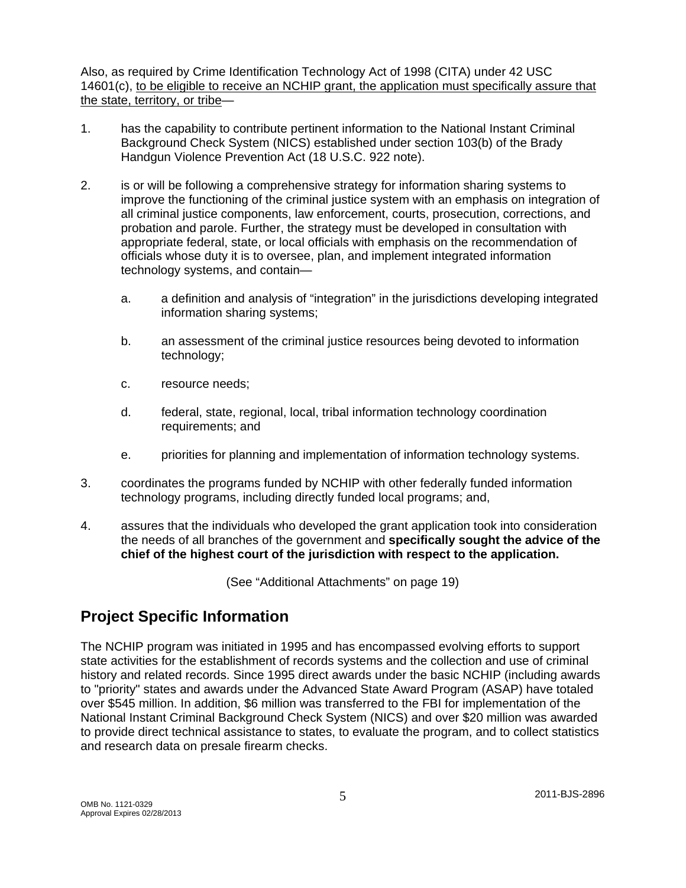Also, as required by Crime Identification Technology Act of 1998 (CITA) under 42 USC 14601(c), <u>to be eligible to receive an NCHIP grant, the application must specifically assure that the state, territory, or tribe</u>—

1. has the capability to contribute pertinent information to the National Instant Criminal Background Check System (NICS) established under section 103(b) of the Brady Handgun Violence Prevention Act (18 U.S.C. 922 note).

2. is or will be following a comprehensive strategy for information sharing systems to improve the functioning of the criminal justice system with an emphasis on integration of all criminal justice components, law enforcement, courts, prosecution, corrections, and probation and parole. Further, the strategy must be developed in consultation with appropriate federal, state, or local officials with emphasis on the recommendation of officials whose duty it is to oversee, plan, and implement integrated information technology systems, and contain—

   a. a definition and analysis of "integration" in the jurisdictions developing integrated information sharing systems;

   b. an assessment of the criminal justice resources being devoted to information technology;

   c. resource needs;

   d. federal, state, regional, local, tribal information technology coordination requirements; and

   e. priorities for planning and implementation of information technology systems.

3. coordinates the programs funded by NCHIP with other federally funded information technology programs, including directly funded local programs; and,

4. assures that the individuals who developed the grant application took into consideration the needs of all branches of the government and **specifically sought the advice of the chief of the highest court of the jurisdiction with respect to the application.**

(See "Additional Attachments" on page 19)

## Project Specific Information

The NCHIP program was initiated in 1995 and has encompassed evolving efforts to support state activities for the establishment of records systems and the collection and use of criminal history and related records. Since 1995 direct awards under the basic NCHIP (including awards to "priority" states and awards under the Advanced State Award Program (ASAP) have totaled over $545 million. In addition, $6 million was transferred to the FBI for implementation of the National Instant Criminal Background Check System (NICS) and over $20 million was awarded to provide direct technical assistance to states, to evaluate the program, and to collect statistics and research data on presale firearm checks.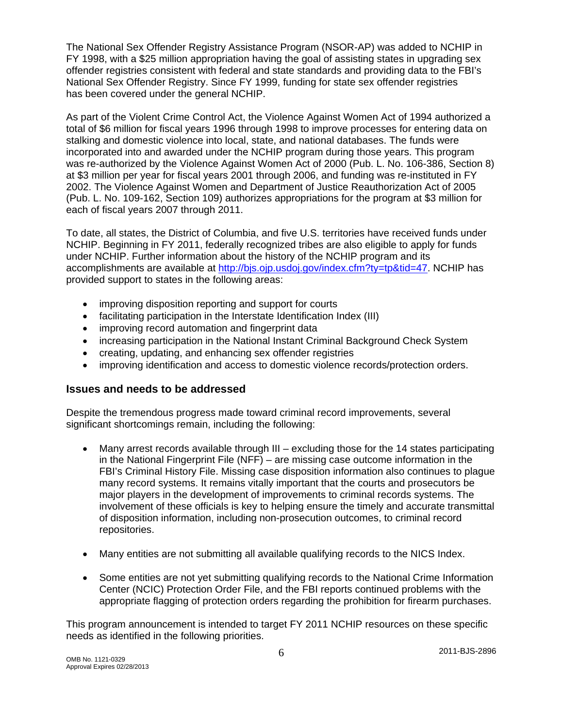The National Sex Offender Registry Assistance Program (NSOR-AP) was added to NCHIP in FY 1998, with a $25 million appropriation having the goal of assisting states in upgrading sex offender registries consistent with federal and state standards and providing data to the FBI's National Sex Offender Registry. Since FY 1999, funding for state sex offender registries has been covered under the general NCHIP.

As part of the Violent Crime Control Act, the Violence Against Women Act of 1994 authorized a total of $6 million for fiscal years 1996 through 1998 to improve processes for entering data on stalking and domestic violence into local, state, and national databases. The funds were incorporated into and awarded under the NCHIP program during those years. This program was re-authorized by the Violence Against Women Act of 2000 (Pub. L. No. 106-386, Section 8) at $3 million per year for fiscal years 2001 through 2006, and funding was re-instituted in FY 2002. The Violence Against Women and Department of Justice Reauthorization Act of 2005 (Pub. L. No. 109-162, Section 109) authorizes appropriations for the program at $3 million for each of fiscal years 2007 through 2011.

To date, all states, the District of Columbia, and five U.S. territories have received funds under NCHIP. Beginning in FY 2011, federally recognized tribes are also eligible to apply for funds under NCHIP. Further information about the history of the NCHIP program and its accomplishments are available at [http://bjs.ojp.usdoj.gov/index.cfm?ty=tp&tid=47](http://bjs.ojp.usdoj.gov/index.cfm?ty=tp&tid=47). NCHIP has provided support to states in the following areas:

- improving disposition reporting and support for courts
- facilitating participation in the Interstate Identification Index (III)
- improving record automation and fingerprint data
- increasing participation in the National Instant Criminal Background Check System
- creating, updating, and enhancing sex offender registries
- improving identification and access to domestic violence records/protection orders.

### Issues and needs to be addressed

Despite the tremendous progress made toward criminal record improvements, several significant shortcomings remain, including the following:

- Many arrest records available through III – excluding those for the 14 states participating in the National Fingerprint File (NFF) – are missing case outcome information in the FBI's Criminal History File. Missing case disposition information also continues to plague many record systems. It remains vitally important that the courts and prosecutors be major players in the development of improvements to criminal records systems. The involvement of these officials is key to helping ensure the timely and accurate transmittal of disposition information, including non-prosecution outcomes, to criminal record repositories.

- Many entities are not submitting all available qualifying records to the NICS Index.

- Some entities are not yet submitting qualifying records to the National Crime Information Center (NCIC) Protection Order File, and the FBI reports continued problems with the appropriate flagging of protection orders regarding the prohibition for firearm purchases.

This program announcement is intended to target FY 2011 NCHIP resources on these specific needs as identified in the following priorities.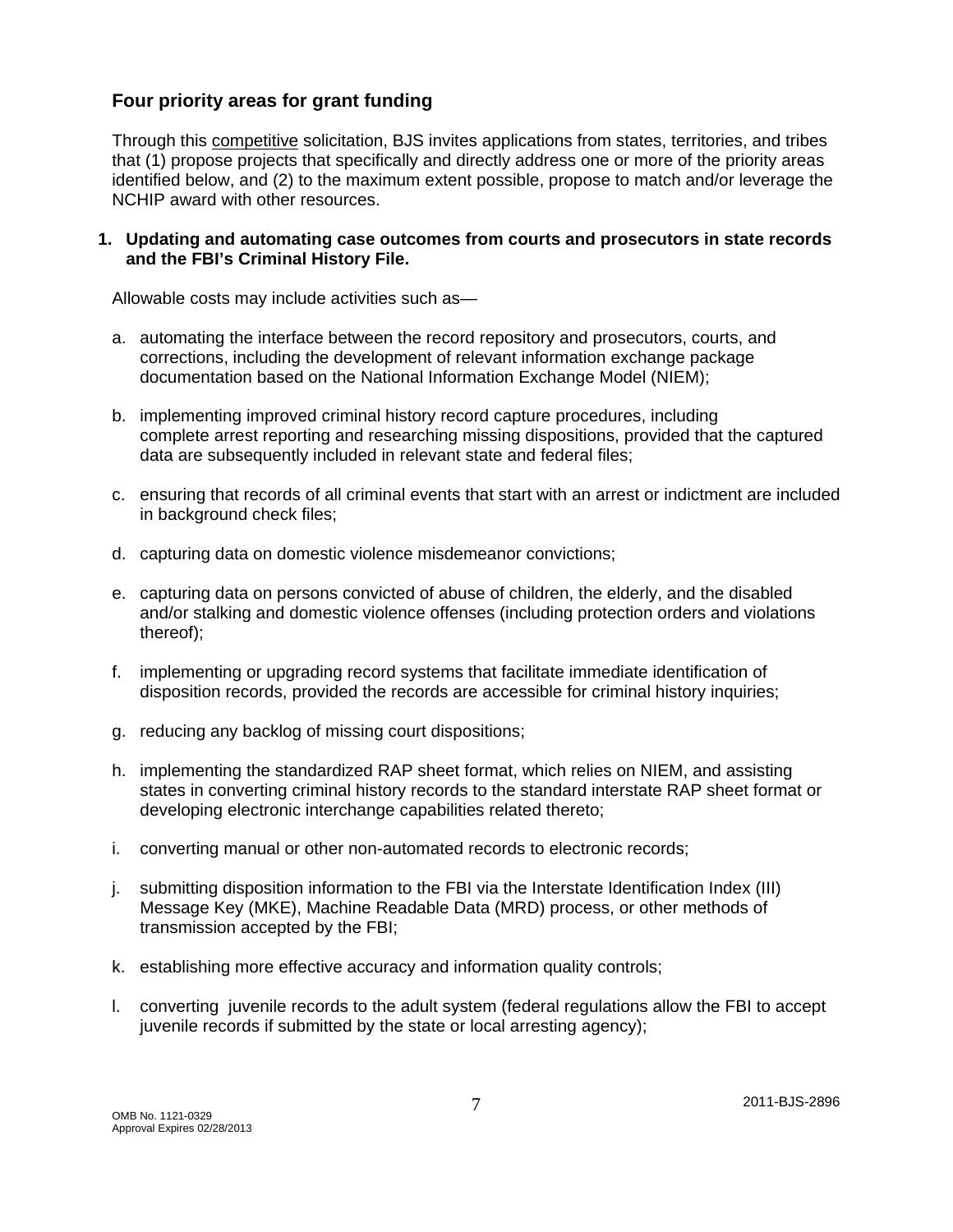## Four priority areas for grant funding

Through this competitive solicitation, BJS invites applications from states, territories, and tribes that (1) propose projects that specifically and directly address one or more of the priority areas identified below, and (2) to the maximum extent possible, propose to match and/or leverage the NCHIP award with other resources.

### 1. Updating and automating case outcomes from courts and prosecutors in state records and the FBI's Criminal History File.

Allowable costs may include activities such as—

a. automating the interface between the record repository and prosecutors, courts, and corrections, including the development of relevant information exchange package documentation based on the National Information Exchange Model (NIEM);

b. implementing improved criminal history record capture procedures, including complete arrest reporting and researching missing dispositions, provided that the captured data are subsequently included in relevant state and federal files;

c. ensuring that records of all criminal events that start with an arrest or indictment are included in background check files;

d. capturing data on domestic violence misdemeanor convictions;

e. capturing data on persons convicted of abuse of children, the elderly, and the disabled and/or stalking and domestic violence offenses (including protection orders and violations thereof);

f. implementing or upgrading record systems that facilitate immediate identification of disposition records, provided the records are accessible for criminal history inquiries;

g. reducing any backlog of missing court dispositions;

h. implementing the standardized RAP sheet format, which relies on NIEM, and assisting states in converting criminal history records to the standard interstate RAP sheet format or developing electronic interchange capabilities related thereto;

i. converting manual or other non-automated records to electronic records;

j. submitting disposition information to the FBI via the Interstate Identification Index (III) Message Key (MKE), Machine Readable Data (MRD) process, or other methods of transmission accepted by the FBI;

k. establishing more effective accuracy and information quality controls;

l. converting juvenile records to the adult system (federal regulations allow the FBI to accept juvenile records if submitted by the state or local arresting agency);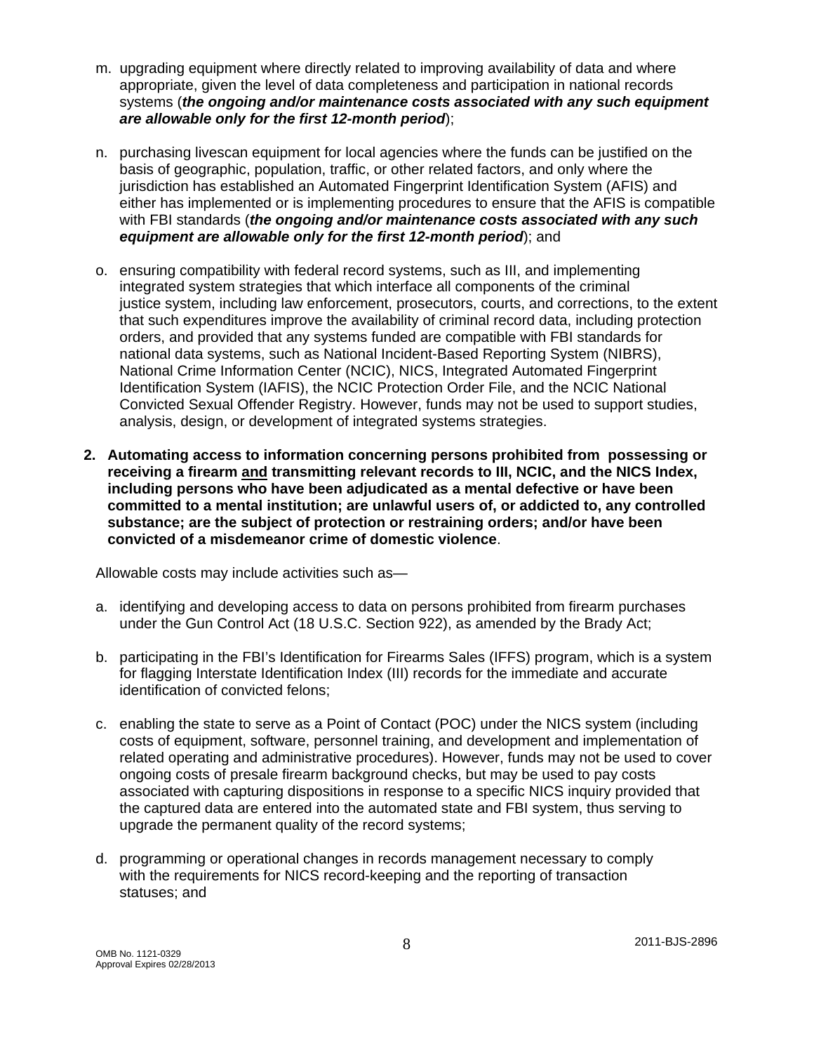m. upgrading equipment where directly related to improving availability of data and where appropriate, given the level of data completeness and participation in national records systems (***the ongoing and/or maintenance costs associated with any such equipment are allowable only for the first 12-month period***);

n. purchasing livescan equipment for local agencies where the funds can be justified on the basis of geographic, population, traffic, or other related factors, and only where the jurisdiction has established an Automated Fingerprint Identification System (AFIS) and either has implemented or is implementing procedures to ensure that the AFIS is compatible with FBI standards (***the ongoing and/or maintenance costs associated with any such equipment are allowable only for the first 12-month period***); and

o. ensuring compatibility with federal record systems, such as III, and implementing integrated system strategies that which interface all components of the criminal justice system, including law enforcement, prosecutors, courts, and corrections, to the extent that such expenditures improve the availability of criminal record data, including protection orders, and provided that any systems funded are compatible with FBI standards for national data systems, such as National Incident-Based Reporting System (NIBRS), National Crime Information Center (NCIC), NICS, Integrated Automated Fingerprint Identification System (IAFIS), the NCIC Protection Order File, and the NCIC National Convicted Sexual Offender Registry. However, funds may not be used to support studies, analysis, design, or development of integrated systems strategies.

**2. Automating access to information concerning persons prohibited from possessing or receiving a firearm <u>and</u> transmitting relevant records to III, NCIC, and the NICS Index, including persons who have been adjudicated as a mental defective or have been committed to a mental institution; are unlawful users of, or addicted to, any controlled substance; are the subject of protection or restraining orders; and/or have been convicted of a misdemeanor crime of domestic violence**.

Allowable costs may include activities such as—

a. identifying and developing access to data on persons prohibited from firearm purchases under the Gun Control Act (18 U.S.C. Section 922), as amended by the Brady Act;

b. participating in the FBI's Identification for Firearms Sales (IFFS) program, which is a system for flagging Interstate Identification Index (III) records for the immediate and accurate identification of convicted felons;

c. enabling the state to serve as a Point of Contact (POC) under the NICS system (including costs of equipment, software, personnel training, and development and implementation of related operating and administrative procedures). However, funds may not be used to cover ongoing costs of presale firearm background checks, but may be used to pay costs associated with capturing dispositions in response to a specific NICS inquiry provided that the captured data are entered into the automated state and FBI system, thus serving to upgrade the permanent quality of the record systems;

d. programming or operational changes in records management necessary to comply with the requirements for NICS record-keeping and the reporting of transaction statuses; and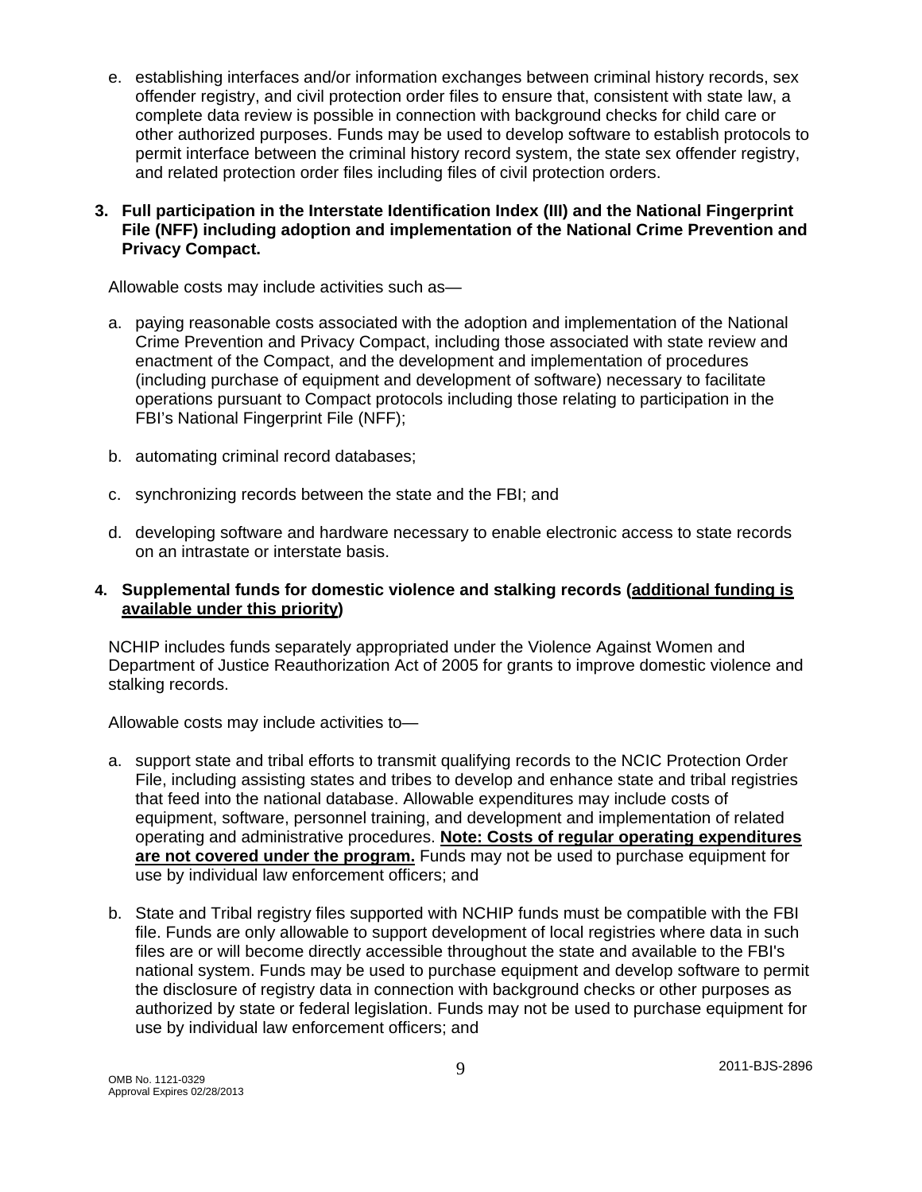e. establishing interfaces and/or information exchanges between criminal history records, sex offender registry, and civil protection order files to ensure that, consistent with state law, a complete data review is possible in connection with background checks for child care or other authorized purposes. Funds may be used to develop software to establish protocols to permit interface between the criminal history record system, the state sex offender registry, and related protection order files including files of civil protection orders.

**3. Full participation in the Interstate Identification Index (III) and the National Fingerprint File (NFF) including adoption and implementation of the National Crime Prevention and Privacy Compact.**

Allowable costs may include activities such as—

a. paying reasonable costs associated with the adoption and implementation of the National Crime Prevention and Privacy Compact, including those associated with state review and enactment of the Compact, and the development and implementation of procedures (including purchase of equipment and development of software) necessary to facilitate operations pursuant to Compact protocols including those relating to participation in the FBI's National Fingerprint File (NFF);

b. automating criminal record databases;

c. synchronizing records between the state and the FBI; and

d. developing software and hardware necessary to enable electronic access to state records on an intrastate or interstate basis.

**4. Supplemental funds for domestic violence and stalking records (<u>additional funding is available under this priority</u>)**

NCHIP includes funds separately appropriated under the Violence Against Women and Department of Justice Reauthorization Act of 2005 for grants to improve domestic violence and stalking records.

Allowable costs may include activities to—

a. support state and tribal efforts to transmit qualifying records to the NCIC Protection Order File, including assisting states and tribes to develop and enhance state and tribal registries that feed into the national database. Allowable expenditures may include costs of equipment, software, personnel training, and development and implementation of related operating and administrative procedures. **<u>Note: Costs of regular operating expenditures are not covered under the program.</u>** Funds may not be used to purchase equipment for use by individual law enforcement officers; and

b. State and Tribal registry files supported with NCHIP funds must be compatible with the FBI file. Funds are only allowable to support development of local registries where data in such files are or will become directly accessible throughout the state and available to the FBI's national system. Funds may be used to purchase equipment and develop software to permit the disclosure of registry data in connection with background checks or other purposes as authorized by state or federal legislation. Funds may not be used to purchase equipment for use by individual law enforcement officers; and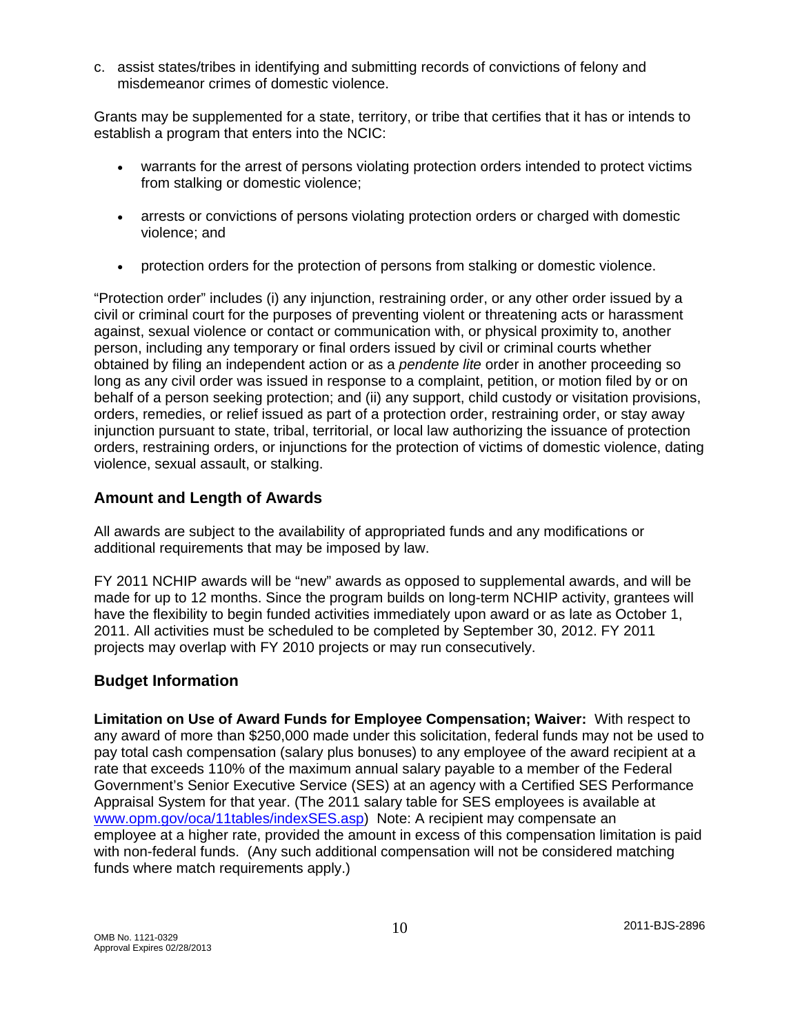c. assist states/tribes in identifying and submitting records of convictions of felony and misdemeanor crimes of domestic violence.

Grants may be supplemented for a state, territory, or tribe that certifies that it has or intends to establish a program that enters into the NCIC:

- warrants for the arrest of persons violating protection orders intended to protect victims from stalking or domestic violence;
- arrests or convictions of persons violating protection orders or charged with domestic violence; and
- protection orders for the protection of persons from stalking or domestic violence.

"Protection order" includes (i) any injunction, restraining order, or any other order issued by a civil or criminal court for the purposes of preventing violent or threatening acts or harassment against, sexual violence or contact or communication with, or physical proximity to, another person, including any temporary or final orders issued by civil or criminal courts whether obtained by filing an independent action or as a *pendente lite* order in another proceeding so long as any civil order was issued in response to a complaint, petition, or motion filed by or on behalf of a person seeking protection; and (ii) any support, child custody or visitation provisions, orders, remedies, or relief issued as part of a protection order, restraining order, or stay away injunction pursuant to state, tribal, territorial, or local law authorizing the issuance of protection orders, restraining orders, or injunctions for the protection of victims of domestic violence, dating violence, sexual assault, or stalking.

## Amount and Length of Awards

All awards are subject to the availability of appropriated funds and any modifications or additional requirements that may be imposed by law.

FY 2011 NCHIP awards will be "new" awards as opposed to supplemental awards, and will be made for up to 12 months. Since the program builds on long-term NCHIP activity, grantees will have the flexibility to begin funded activities immediately upon award or as late as October 1, 2011. All activities must be scheduled to be completed by September 30, 2012. FY 2011 projects may overlap with FY 2010 projects or may run consecutively.

## Budget Information

**Limitation on Use of Award Funds for Employee Compensation; Waiver:** With respect to any award of more than $250,000 made under this solicitation, federal funds may not be used to pay total cash compensation (salary plus bonuses) to any employee of the award recipient at a rate that exceeds 110% of the maximum annual salary payable to a member of the Federal Government's Senior Executive Service (SES) at an agency with a Certified SES Performance Appraisal System for that year. (The 2011 salary table for SES employees is available at www.opm.gov/oca/11tables/indexSES.asp) Note: A recipient may compensate an employee at a higher rate, provided the amount in excess of this compensation limitation is paid with non-federal funds. (Any such additional compensation will not be considered matching funds where match requirements apply.)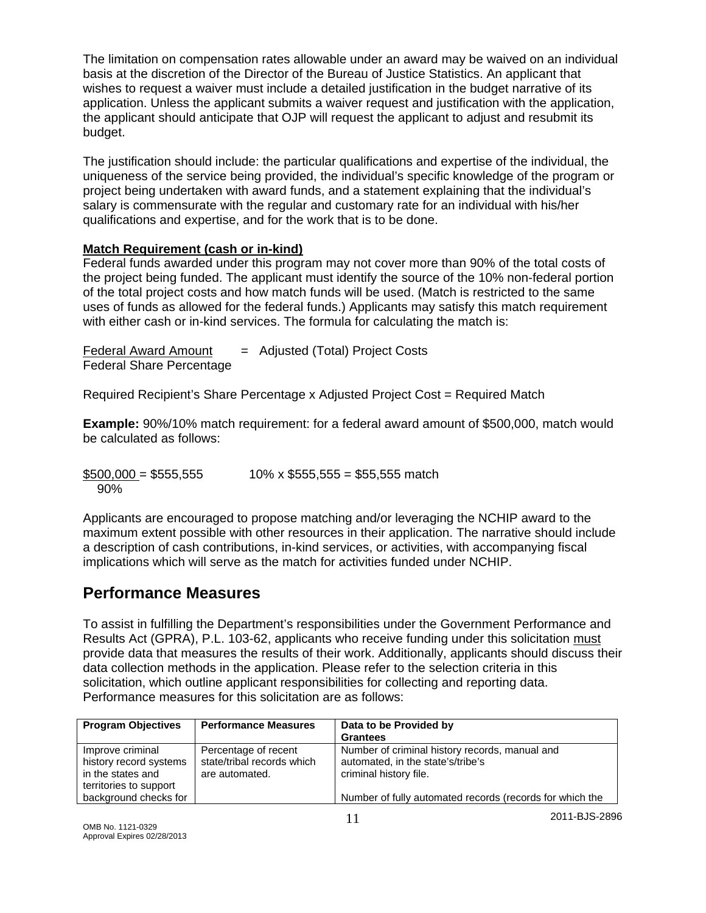The limitation on compensation rates allowable under an award may be waived on an individual basis at the discretion of the Director of the Bureau of Justice Statistics. An applicant that wishes to request a waiver must include a detailed justification in the budget narrative of its application. Unless the applicant submits a waiver request and justification with the application, the applicant should anticipate that OJP will request the applicant to adjust and resubmit its budget.

The justification should include: the particular qualifications and expertise of the individual, the uniqueness of the service being provided, the individual's specific knowledge of the program or project being undertaken with award funds, and a statement explaining that the individual's salary is commensurate with the regular and customary rate for an individual with his/her qualifications and expertise, and for the work that is to be done.

**Match Requirement (cash or in-kind)**

Federal funds awarded under this program may not cover more than 90% of the total costs of the project being funded. The applicant must identify the source of the 10% non-federal portion of the total project costs and how match funds will be used. (Match is restricted to the same uses of funds as allowed for the federal funds.) Applicants may satisfy this match requirement with either cash or in-kind services. The formula for calculating the match is:

$$\frac{\text{Federal Award Amount}}{\text{Federal Share Percentage}} = \text{Adjusted (Total) Project Costs}$$

Required Recipient's Share Percentage x Adjusted Project Cost = Required Match

**Example:** 90%/10% match requirement: for a federal award amount of $500,000, match would be calculated as follows:

$$\frac{\$500{,}000}{90\%} = \$555{,}555 \qquad 10\% \times \$555{,}555 = \$55{,}555 \text{ match}$$

Applicants are encouraged to propose matching and/or leveraging the NCHIP award to the maximum extent possible with other resources in their application. The narrative should include a description of cash contributions, in-kind services, or activities, with accompanying fiscal implications which will serve as the match for activities funded under NCHIP.

# Performance Measures

To assist in fulfilling the Department's responsibilities under the Government Performance and Results Act (GPRA), P.L. 103-62, applicants who receive funding under this solicitation must provide data that measures the results of their work. Additionally, applicants should discuss their data collection methods in the application. Please refer to the selection criteria in this solicitation, which outline applicant responsibilities for collecting and reporting data. Performance measures for this solicitation are as follows:

| Program Objectives | Performance Measures | Data to be Provided by Grantees |
|---|---|---|
| Improve criminal history record systems in the states and territories to support background checks for | Percentage of recent state/tribal records which are automated. | Number of criminal history records, manual and automated, in the state's/tribe's criminal history file.<br><br>Number of fully automated records (records for which the |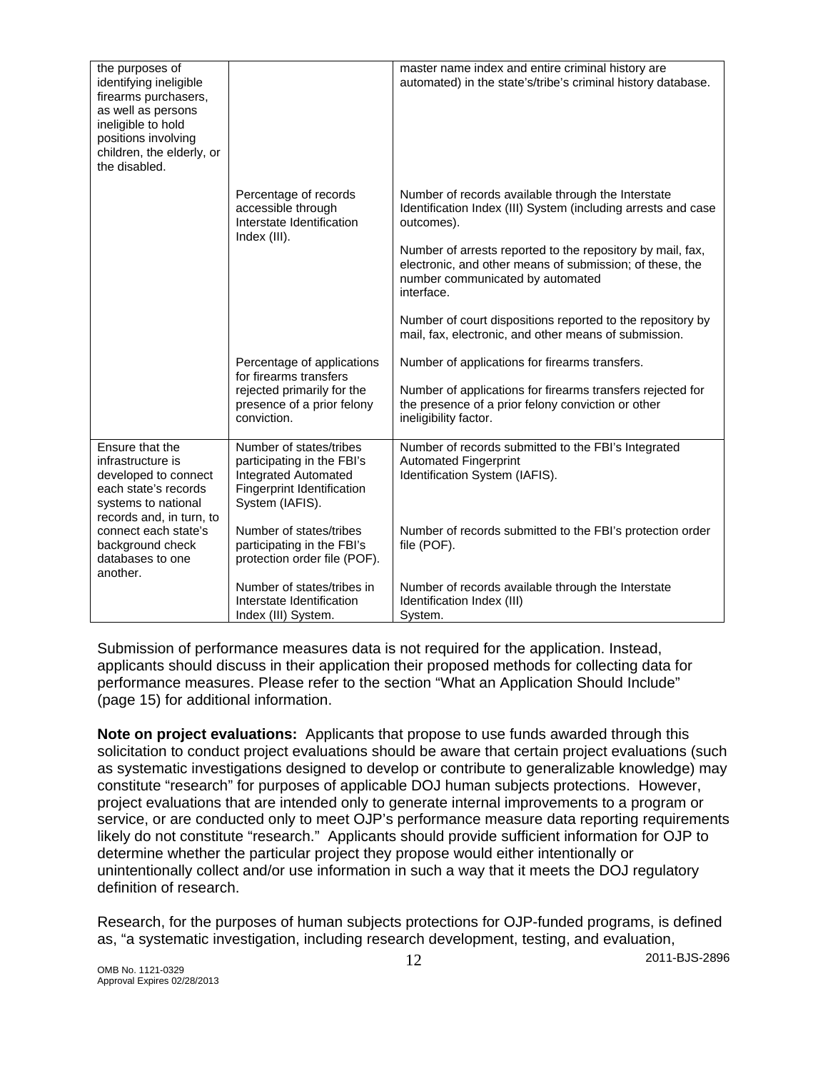| | | |
|---|---|---|
| the purposes of identifying ineligible firearms purchasers, as well as persons ineligible to hold positions involving children, the elderly, or the disabled. | | master name index and entire criminal history are automated) in the state's/tribe's criminal history database. |
| | Percentage of records accessible through Interstate Identification Index (III). | Number of records available through the Interstate Identification Index (III) System (including arrests and case outcomes).<br><br>Number of arrests reported to the repository by mail, fax, electronic, and other means of submission; of these, the number communicated by automated interface.<br><br>Number of court dispositions reported to the repository by mail, fax, electronic, and other means of submission. |
| | Percentage of applications for firearms transfers rejected primarily for the presence of a prior felony conviction. | Number of applications for firearms transfers.<br><br>Number of applications for firearms transfers rejected for the presence of a prior felony conviction or other ineligibility factor. |
| Ensure that the infrastructure is developed to connect each state's records systems to national records and, in turn, to connect each state's background check databases to one another. | Number of states/tribes participating in the FBI's Integrated Automated Fingerprint Identification System (IAFIS). | Number of records submitted to the FBI's Integrated Automated Fingerprint Identification System (IAFIS). |
| | Number of states/tribes participating in the FBI's protection order file (POF). | Number of records submitted to the FBI's protection order file (POF). |
| | Number of states/tribes in Interstate Identification Index (III) System. | Number of records available through the Interstate Identification Index (III) System. |

Submission of performance measures data is not required for the application. Instead, applicants should discuss in their application their proposed methods for collecting data for performance measures. Please refer to the section "What an Application Should Include" (page 15) for additional information.

**Note on project evaluations:** Applicants that propose to use funds awarded through this solicitation to conduct project evaluations should be aware that certain project evaluations (such as systematic investigations designed to develop or contribute to generalizable knowledge) may constitute "research" for purposes of applicable DOJ human subjects protections. However, project evaluations that are intended only to generate internal improvements to a program or service, or are conducted only to meet OJP's performance measure data reporting requirements likely do not constitute "research." Applicants should provide sufficient information for OJP to determine whether the particular project they propose would either intentionally or unintentionally collect and/or use information in such a way that it meets the DOJ regulatory definition of research.

Research, for the purposes of human subjects protections for OJP-funded programs, is defined as, "a systematic investigation, including research development, testing, and evaluation,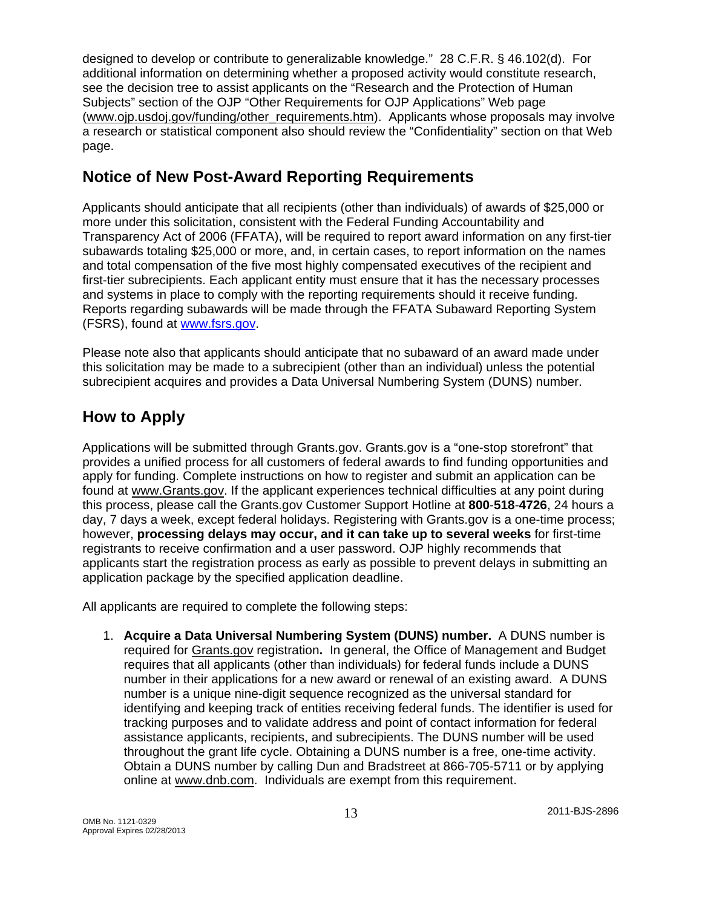designed to develop or contribute to generalizable knowledge." 28 C.F.R. § 46.102(d). For additional information on determining whether a proposed activity would constitute research, see the decision tree to assist applicants on the "Research and the Protection of Human Subjects" section of the OJP "Other Requirements for OJP Applications" Web page (www.ojp.usdoj.gov/funding/other_requirements.htm). Applicants whose proposals may involve a research or statistical component also should review the "Confidentiality" section on that Web page.

## Notice of New Post-Award Reporting Requirements

Applicants should anticipate that all recipients (other than individuals) of awards of $25,000 or more under this solicitation, consistent with the Federal Funding Accountability and Transparency Act of 2006 (FFATA), will be required to report award information on any first-tier subawards totaling $25,000 or more, and, in certain cases, to report information on the names and total compensation of the five most highly compensated executives of the recipient and first-tier subrecipients. Each applicant entity must ensure that it has the necessary processes and systems in place to comply with the reporting requirements should it receive funding. Reports regarding subawards will be made through the FFATA Subaward Reporting System (FSRS), found at www.fsrs.gov.

Please note also that applicants should anticipate that no subaward of an award made under this solicitation may be made to a subrecipient (other than an individual) unless the potential subrecipient acquires and provides a Data Universal Numbering System (DUNS) number.

## How to Apply

Applications will be submitted through Grants.gov. Grants.gov is a "one-stop storefront" that provides a unified process for all customers of federal awards to find funding opportunities and apply for funding. Complete instructions on how to register and submit an application can be found at www.Grants.gov. If the applicant experiences technical difficulties at any point during this process, please call the Grants.gov Customer Support Hotline at **800-518-4726**, 24 hours a day, 7 days a week, except federal holidays. Registering with Grants.gov is a one-time process; however, **processing delays may occur, and it can take up to several weeks** for first-time registrants to receive confirmation and a user password. OJP highly recommends that applicants start the registration process as early as possible to prevent delays in submitting an application package by the specified application deadline.

All applicants are required to complete the following steps:

1. **Acquire a Data Universal Numbering System (DUNS) number.** A DUNS number is required for Grants.gov registration**.** In general, the Office of Management and Budget requires that all applicants (other than individuals) for federal funds include a DUNS number in their applications for a new award or renewal of an existing award. A DUNS number is a unique nine-digit sequence recognized as the universal standard for identifying and keeping track of entities receiving federal funds. The identifier is used for tracking purposes and to validate address and point of contact information for federal assistance applicants, recipients, and subrecipients. The DUNS number will be used throughout the grant life cycle. Obtaining a DUNS number is a free, one-time activity. Obtain a DUNS number by calling Dun and Bradstreet at 866-705-5711 or by applying online at www.dnb.com. Individuals are exempt from this requirement.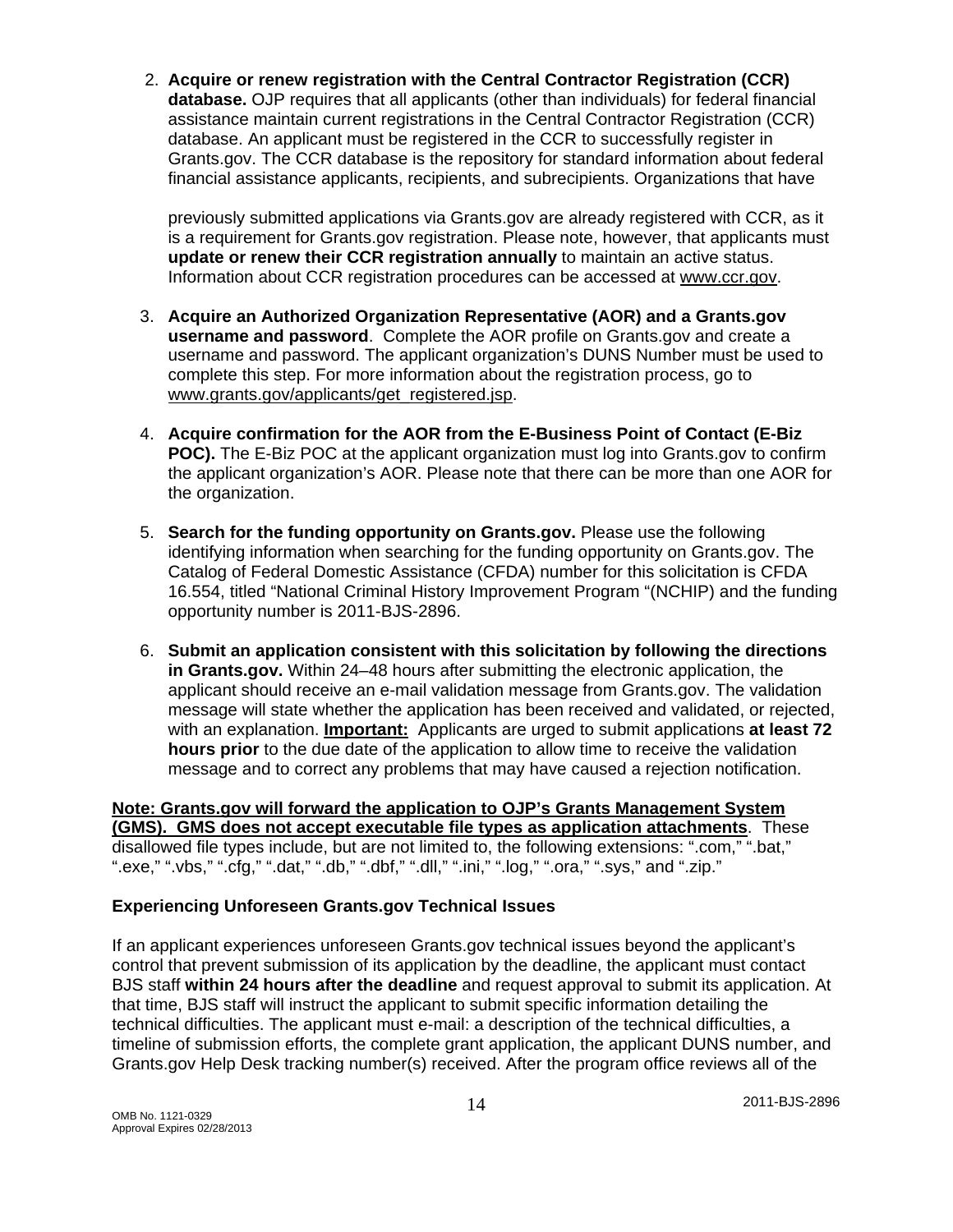2. **Acquire or renew registration with the Central Contractor Registration (CCR) database.** OJP requires that all applicants (other than individuals) for federal financial assistance maintain current registrations in the Central Contractor Registration (CCR) database. An applicant must be registered in the CCR to successfully register in Grants.gov. The CCR database is the repository for standard information about federal financial assistance applicants, recipients, and subrecipients. Organizations that have previously submitted applications via Grants.gov are already registered with CCR, as it is a requirement for Grants.gov registration. Please note, however, that applicants must **update or renew their CCR registration annually** to maintain an active status. Information about CCR registration procedures can be accessed at www.ccr.gov.

3. **Acquire an Authorized Organization Representative (AOR) and a Grants.gov username and password**. Complete the AOR profile on Grants.gov and create a username and password. The applicant organization's DUNS Number must be used to complete this step. For more information about the registration process, go to www.grants.gov/applicants/get_registered.jsp.

4. **Acquire confirmation for the AOR from the E-Business Point of Contact (E-Biz POC).** The E-Biz POC at the applicant organization must log into Grants.gov to confirm the applicant organization's AOR. Please note that there can be more than one AOR for the organization.

5. **Search for the funding opportunity on Grants.gov.** Please use the following identifying information when searching for the funding opportunity on Grants.gov. The Catalog of Federal Domestic Assistance (CFDA) number for this solicitation is CFDA 16.554, titled "National Criminal History Improvement Program "(NCHIP) and the funding opportunity number is 2011-BJS-2896.

6. **Submit an application consistent with this solicitation by following the directions in Grants.gov.** Within 24–48 hours after submitting the electronic application, the applicant should receive an e-mail validation message from Grants.gov. The validation message will state whether the application has been received and validated, or rejected, with an explanation. **Important:** Applicants are urged to submit applications **at least 72 hours prior** to the due date of the application to allow time to receive the validation message and to correct any problems that may have caused a rejection notification.

**Note: Grants.gov will forward the application to OJP's Grants Management System (GMS). GMS does not accept executable file types as application attachments**. These disallowed file types include, but are not limited to, the following extensions: ".com," ".bat," ".exe," ".vbs," ".cfg," ".dat," ".db," ".dbf," ".dll," ".ini," ".log," ".ora," ".sys," and ".zip."

**Experiencing Unforeseen Grants.gov Technical Issues**

If an applicant experiences unforeseen Grants.gov technical issues beyond the applicant's control that prevent submission of its application by the deadline, the applicant must contact BJS staff **within 24 hours after the deadline** and request approval to submit its application. At that time, BJS staff will instruct the applicant to submit specific information detailing the technical difficulties. The applicant must e-mail: a description of the technical difficulties, a timeline of submission efforts, the complete grant application, the applicant DUNS number, and Grants.gov Help Desk tracking number(s) received. After the program office reviews all of the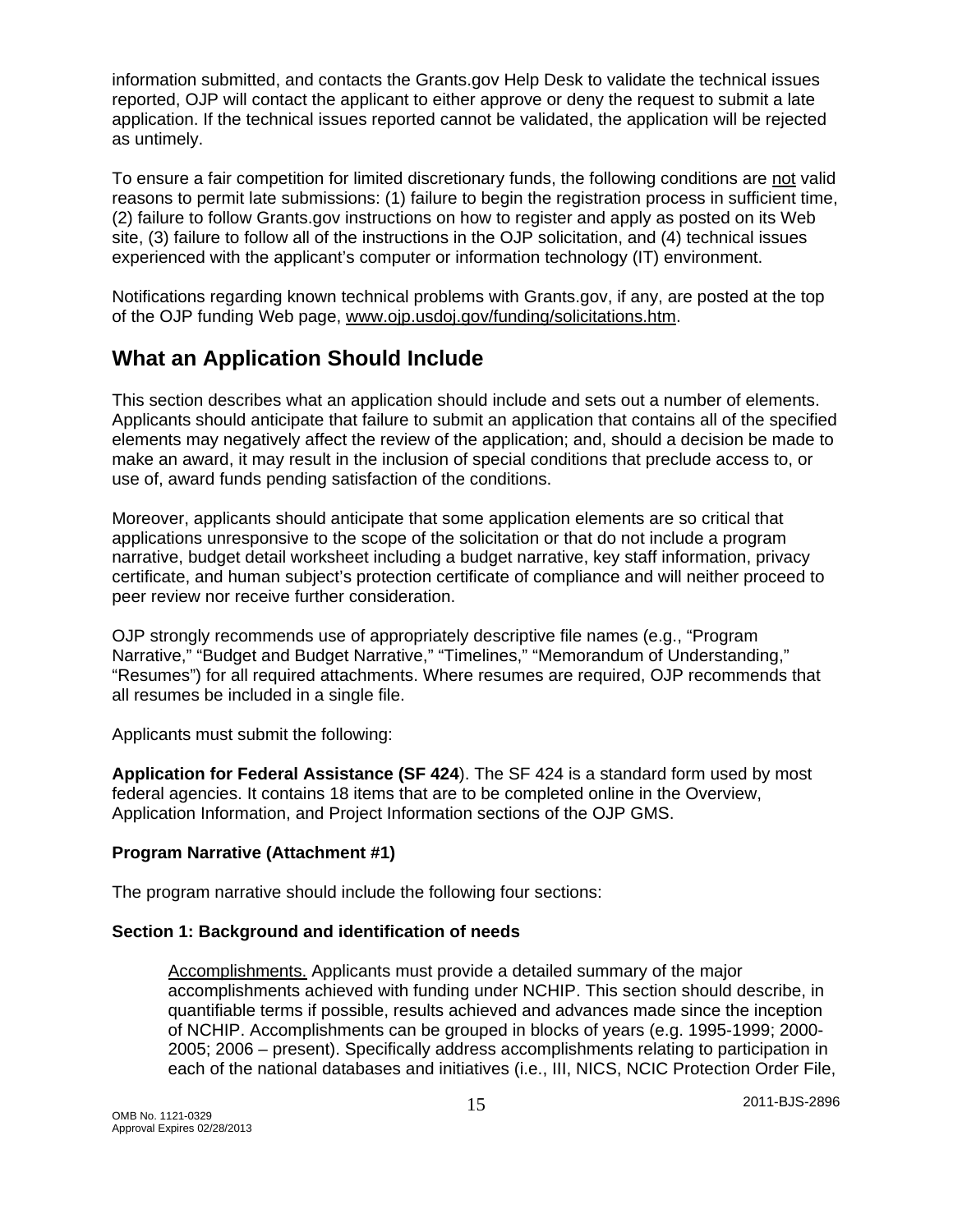information submitted, and contacts the Grants.gov Help Desk to validate the technical issues reported, OJP will contact the applicant to either approve or deny the request to submit a late application. If the technical issues reported cannot be validated, the application will be rejected as untimely.

To ensure a fair competition for limited discretionary funds, the following conditions are not valid reasons to permit late submissions: (1) failure to begin the registration process in sufficient time, (2) failure to follow Grants.gov instructions on how to register and apply as posted on its Web site, (3) failure to follow all of the instructions in the OJP solicitation, and (4) technical issues experienced with the applicant's computer or information technology (IT) environment.

Notifications regarding known technical problems with Grants.gov, if any, are posted at the top of the OJP funding Web page, www.ojp.usdoj.gov/funding/solicitations.htm.

## What an Application Should Include

This section describes what an application should include and sets out a number of elements. Applicants should anticipate that failure to submit an application that contains all of the specified elements may negatively affect the review of the application; and, should a decision be made to make an award, it may result in the inclusion of special conditions that preclude access to, or use of, award funds pending satisfaction of the conditions.

Moreover, applicants should anticipate that some application elements are so critical that applications unresponsive to the scope of the solicitation or that do not include a program narrative, budget detail worksheet including a budget narrative, key staff information, privacy certificate, and human subject's protection certificate of compliance and will neither proceed to peer review nor receive further consideration.

OJP strongly recommends use of appropriately descriptive file names (e.g., "Program Narrative," "Budget and Budget Narrative," "Timelines," "Memorandum of Understanding," "Resumes") for all required attachments. Where resumes are required, OJP recommends that all resumes be included in a single file.

Applicants must submit the following:

**Application for Federal Assistance (SF 424**). The SF 424 is a standard form used by most federal agencies. It contains 18 items that are to be completed online in the Overview, Application Information, and Project Information sections of the OJP GMS.

**Program Narrative (Attachment #1)**

The program narrative should include the following four sections:

**Section 1: Background and identification of needs**

Accomplishments. Applicants must provide a detailed summary of the major accomplishments achieved with funding under NCHIP. This section should describe, in quantifiable terms if possible, results achieved and advances made since the inception of NCHIP. Accomplishments can be grouped in blocks of years (e.g. 1995-1999; 2000-2005; 2006 – present). Specifically address accomplishments relating to participation in each of the national databases and initiatives (i.e., III, NICS, NCIC Protection Order File,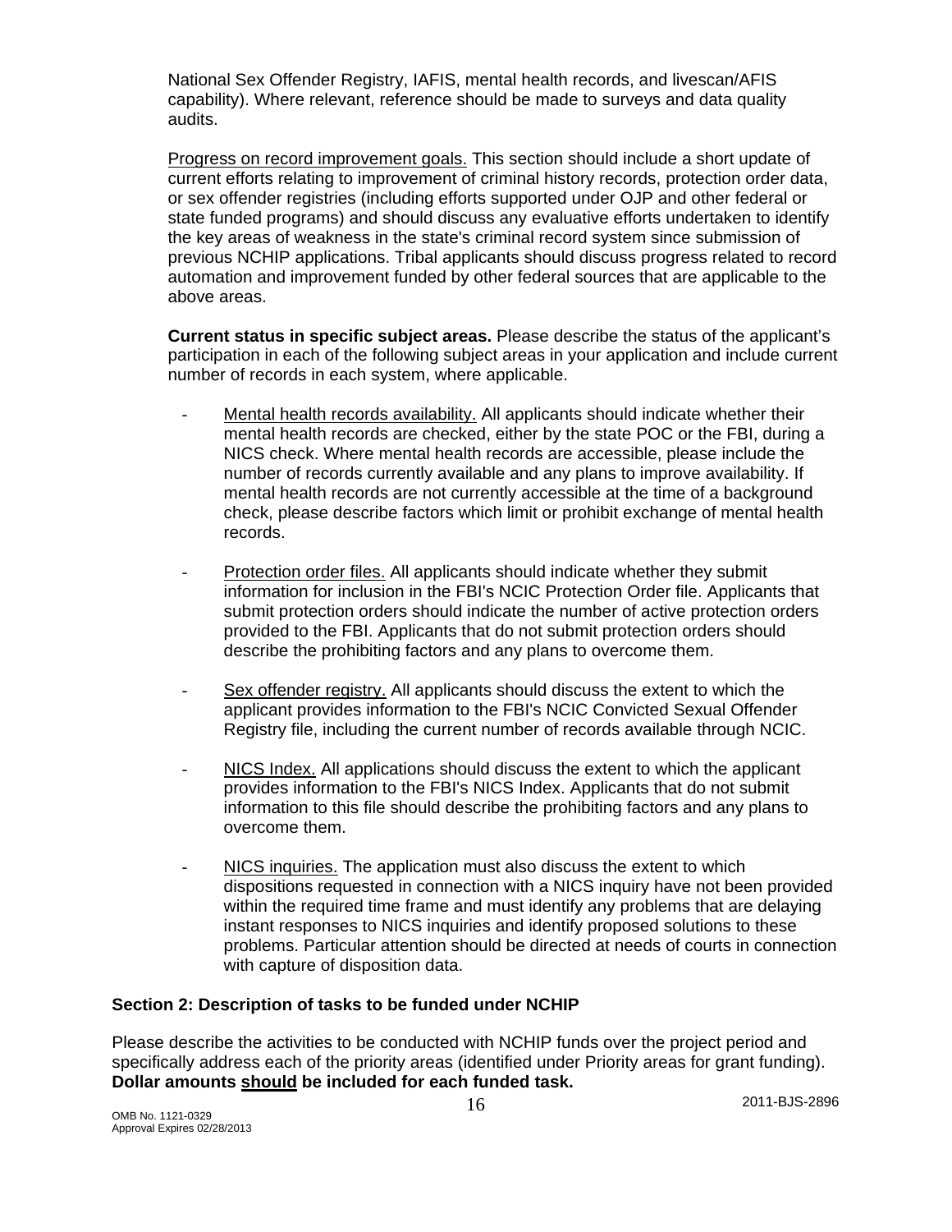National Sex Offender Registry, IAFIS, mental health records, and livescan/AFIS capability). Where relevant, reference should be made to surveys and data quality audits.

Progress on record improvement goals. This section should include a short update of current efforts relating to improvement of criminal history records, protection order data, or sex offender registries (including efforts supported under OJP and other federal or state funded programs) and should discuss any evaluative efforts undertaken to identify the key areas of weakness in the state's criminal record system since submission of previous NCHIP applications. Tribal applicants should discuss progress related to record automation and improvement funded by other federal sources that are applicable to the above areas.

**Current status in specific subject areas.** Please describe the status of the applicant's participation in each of the following subject areas in your application and include current number of records in each system, where applicable.

- Mental health records availability. All applicants should indicate whether their mental health records are checked, either by the state POC or the FBI, during a NICS check. Where mental health records are accessible, please include the number of records currently available and any plans to improve availability. If mental health records are not currently accessible at the time of a background check, please describe factors which limit or prohibit exchange of mental health records.

- Protection order files. All applicants should indicate whether they submit information for inclusion in the FBI's NCIC Protection Order file. Applicants that submit protection orders should indicate the number of active protection orders provided to the FBI. Applicants that do not submit protection orders should describe the prohibiting factors and any plans to overcome them.

- Sex offender registry. All applicants should discuss the extent to which the applicant provides information to the FBI's NCIC Convicted Sexual Offender Registry file, including the current number of records available through NCIC.

- NICS Index. All applications should discuss the extent to which the applicant provides information to the FBI's NICS Index. Applicants that do not submit information to this file should describe the prohibiting factors and any plans to overcome them.

- NICS inquiries. The application must also discuss the extent to which dispositions requested in connection with a NICS inquiry have not been provided within the required time frame and must identify any problems that are delaying instant responses to NICS inquiries and identify proposed solutions to these problems. Particular attention should be directed at needs of courts in connection with capture of disposition data.

### Section 2: Description of tasks to be funded under NCHIP

Please describe the activities to be conducted with NCHIP funds over the project period and specifically address each of the priority areas (identified under Priority areas for grant funding). **Dollar amounts should be included for each funded task.**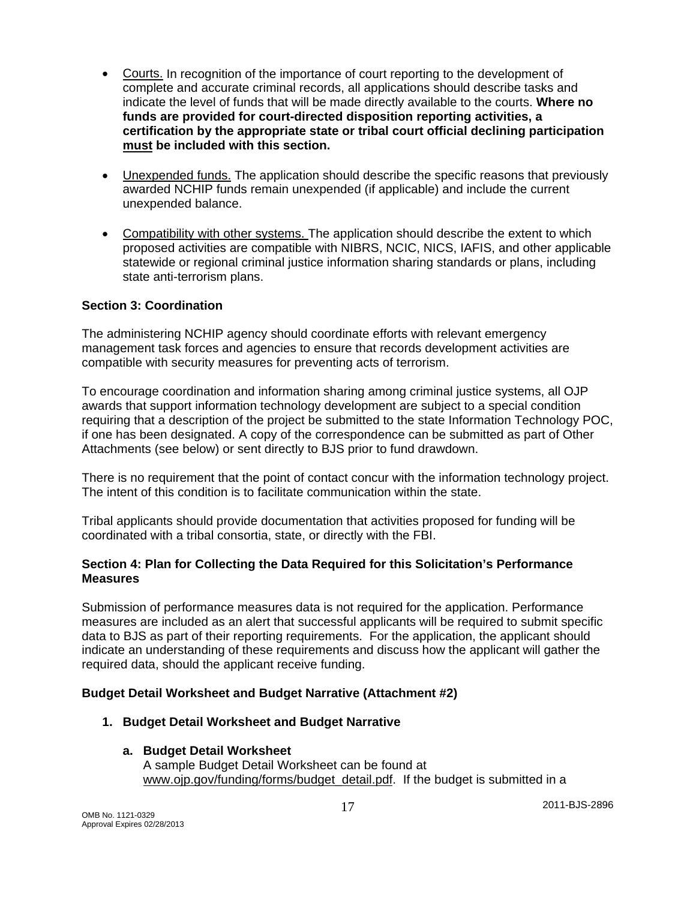- Courts. In recognition of the importance of court reporting to the development of complete and accurate criminal records, all applications should describe tasks and indicate the level of funds that will be made directly available to the courts. **Where no funds are provided for court-directed disposition reporting activities, a certification by the appropriate state or tribal court official declining participation must be included with this section.**

- Unexpended funds. The application should describe the specific reasons that previously awarded NCHIP funds remain unexpended (if applicable) and include the current unexpended balance.

- Compatibility with other systems. The application should describe the extent to which proposed activities are compatible with NIBRS, NCIC, NICS, IAFIS, and other applicable statewide or regional criminal justice information sharing standards or plans, including state anti-terrorism plans.

### Section 3: Coordination

The administering NCHIP agency should coordinate efforts with relevant emergency management task forces and agencies to ensure that records development activities are compatible with security measures for preventing acts of terrorism.

To encourage coordination and information sharing among criminal justice systems, all OJP awards that support information technology development are subject to a special condition requiring that a description of the project be submitted to the state Information Technology POC, if one has been designated. A copy of the correspondence can be submitted as part of Other Attachments (see below) or sent directly to BJS prior to fund drawdown.

There is no requirement that the point of contact concur with the information technology project. The intent of this condition is to facilitate communication within the state.

Tribal applicants should provide documentation that activities proposed for funding will be coordinated with a tribal consortia, state, or directly with the FBI.

### Section 4: Plan for Collecting the Data Required for this Solicitation's Performance Measures

Submission of performance measures data is not required for the application. Performance measures are included as an alert that successful applicants will be required to submit specific data to BJS as part of their reporting requirements. For the application, the applicant should indicate an understanding of these requirements and discuss how the applicant will gather the required data, should the applicant receive funding.

### Budget Detail Worksheet and Budget Narrative (Attachment #2)

1. **Budget Detail Worksheet and Budget Narrative**

   a. **Budget Detail Worksheet**
   A sample Budget Detail Worksheet can be found at www.ojp.gov/funding/forms/budget_detail.pdf. If the budget is submitted in a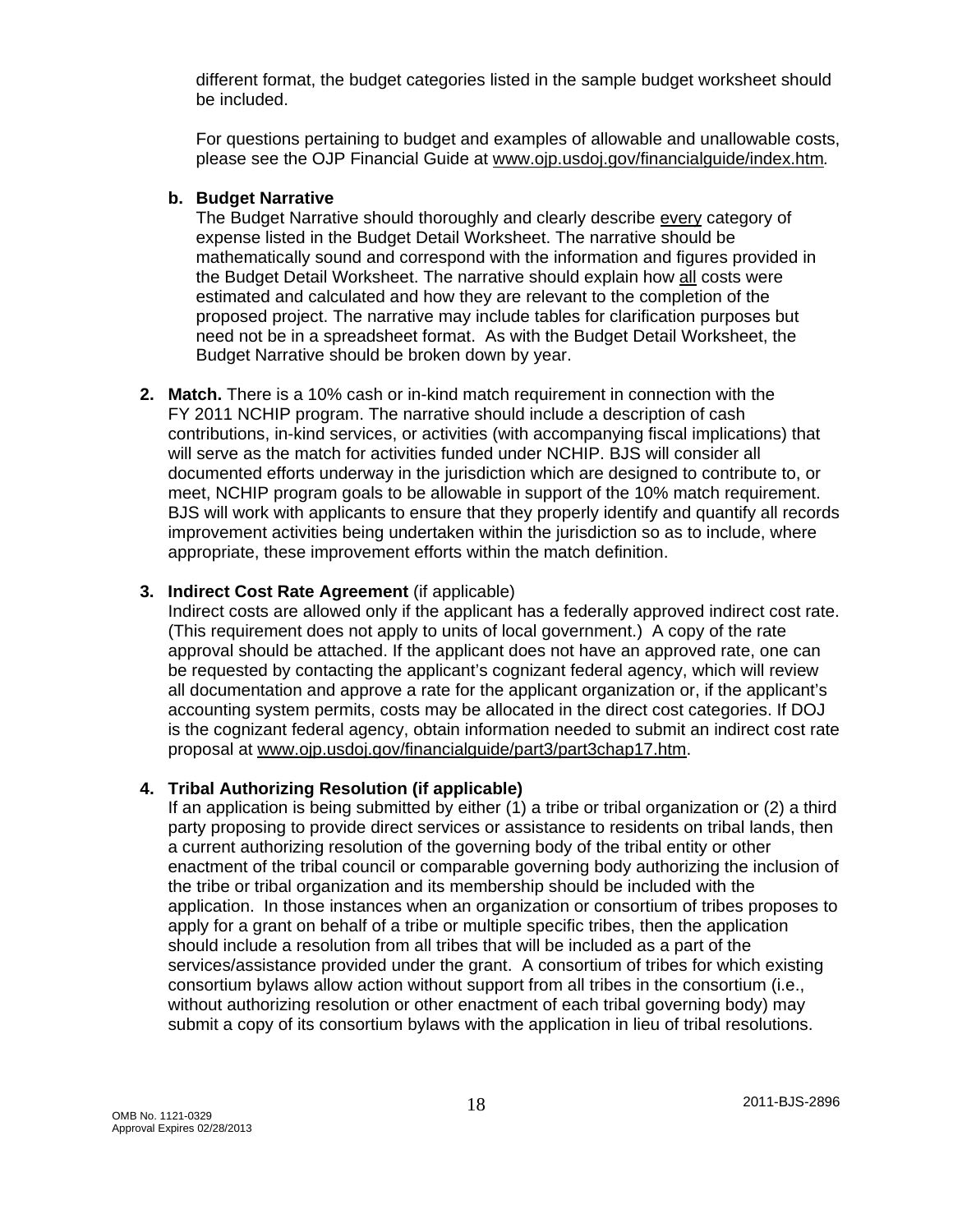different format, the budget categories listed in the sample budget worksheet should be included.

For questions pertaining to budget and examples of allowable and unallowable costs, please see the OJP Financial Guide at www.ojp.usdoj.gov/financialguide/index.htm.

**b. Budget Narrative**

The Budget Narrative should thoroughly and clearly describe every category of expense listed in the Budget Detail Worksheet. The narrative should be mathematically sound and correspond with the information and figures provided in the Budget Detail Worksheet. The narrative should explain how all costs were estimated and calculated and how they are relevant to the completion of the proposed project. The narrative may include tables for clarification purposes but need not be in a spreadsheet format. As with the Budget Detail Worksheet, the Budget Narrative should be broken down by year.

**2. Match.** There is a 10% cash or in-kind match requirement in connection with the FY 2011 NCHIP program. The narrative should include a description of cash contributions, in-kind services, or activities (with accompanying fiscal implications) that will serve as the match for activities funded under NCHIP. BJS will consider all documented efforts underway in the jurisdiction which are designed to contribute to, or meet, NCHIP program goals to be allowable in support of the 10% match requirement. BJS will work with applicants to ensure that they properly identify and quantify all records improvement activities being undertaken within the jurisdiction so as to include, where appropriate, these improvement efforts within the match definition.

**3. Indirect Cost Rate Agreement** (if applicable)

Indirect costs are allowed only if the applicant has a federally approved indirect cost rate. (This requirement does not apply to units of local government.) A copy of the rate approval should be attached. If the applicant does not have an approved rate, one can be requested by contacting the applicant's cognizant federal agency, which will review all documentation and approve a rate for the applicant organization or, if the applicant's accounting system permits, costs may be allocated in the direct cost categories. If DOJ is the cognizant federal agency, obtain information needed to submit an indirect cost rate proposal at www.ojp.usdoj.gov/financialguide/part3/part3chap17.htm.

**4. Tribal Authorizing Resolution (if applicable)**

If an application is being submitted by either (1) a tribe or tribal organization or (2) a third party proposing to provide direct services or assistance to residents on tribal lands, then a current authorizing resolution of the governing body of the tribal entity or other enactment of the tribal council or comparable governing body authorizing the inclusion of the tribe or tribal organization and its membership should be included with the application. In those instances when an organization or consortium of tribes proposes to apply for a grant on behalf of a tribe or multiple specific tribes, then the application should include a resolution from all tribes that will be included as a part of the services/assistance provided under the grant. A consortium of tribes for which existing consortium bylaws allow action without support from all tribes in the consortium (i.e., without authorizing resolution or other enactment of each tribal governing body) may submit a copy of its consortium bylaws with the application in lieu of tribal resolutions.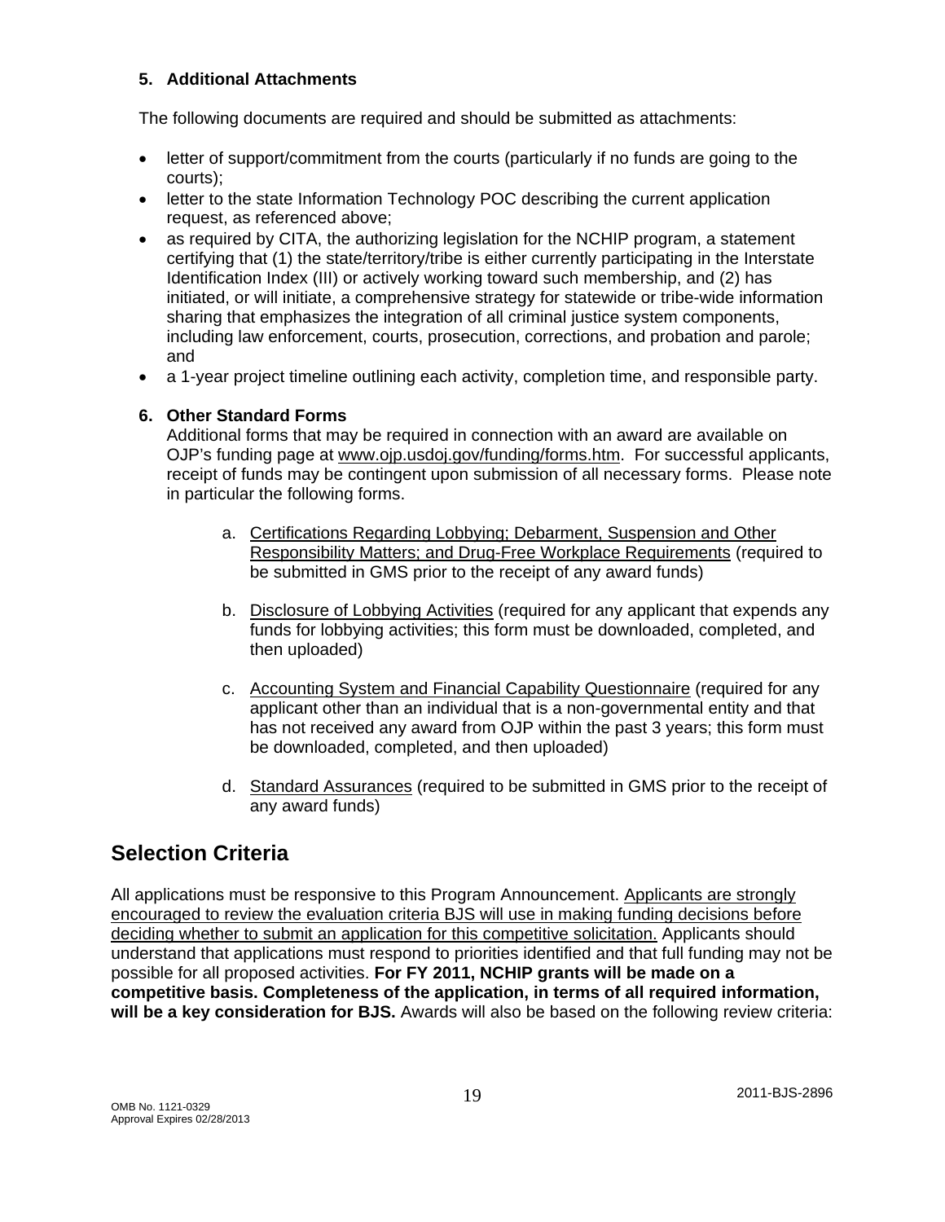### 5. Additional Attachments

The following documents are required and should be submitted as attachments:

- letter of support/commitment from the courts (particularly if no funds are going to the courts);
- letter to the state Information Technology POC describing the current application request, as referenced above;
- as required by CITA, the authorizing legislation for the NCHIP program, a statement certifying that (1) the state/territory/tribe is either currently participating in the Interstate Identification Index (III) or actively working toward such membership, and (2) has initiated, or will initiate, a comprehensive strategy for statewide or tribe-wide information sharing that emphasizes the integration of all criminal justice system components, including law enforcement, courts, prosecution, corrections, and probation and parole; and
- a 1-year project timeline outlining each activity, completion time, and responsible party.

### 6. Other Standard Forms

Additional forms that may be required in connection with an award are available on OJP's funding page at www.ojp.usdoj.gov/funding/forms.htm. For successful applicants, receipt of funds may be contingent upon submission of all necessary forms. Please note in particular the following forms.

a. Certifications Regarding Lobbying; Debarment, Suspension and Other Responsibility Matters; and Drug-Free Workplace Requirements (required to be submitted in GMS prior to the receipt of any award funds)

b. Disclosure of Lobbying Activities (required for any applicant that expends any funds for lobbying activities; this form must be downloaded, completed, and then uploaded)

c. Accounting System and Financial Capability Questionnaire (required for any applicant other than an individual that is a non-governmental entity and that has not received any award from OJP within the past 3 years; this form must be downloaded, completed, and then uploaded)

d. Standard Assurances (required to be submitted in GMS prior to the receipt of any award funds)

## Selection Criteria

All applications must be responsive to this Program Announcement. Applicants are strongly encouraged to review the evaluation criteria BJS will use in making funding decisions before deciding whether to submit an application for this competitive solicitation. Applicants should understand that applications must respond to priorities identified and that full funding may not be possible for all proposed activities. **For FY 2011, NCHIP grants will be made on a competitive basis. Completeness of the application, in terms of all required information, will be a key consideration for BJS.** Awards will also be based on the following review criteria: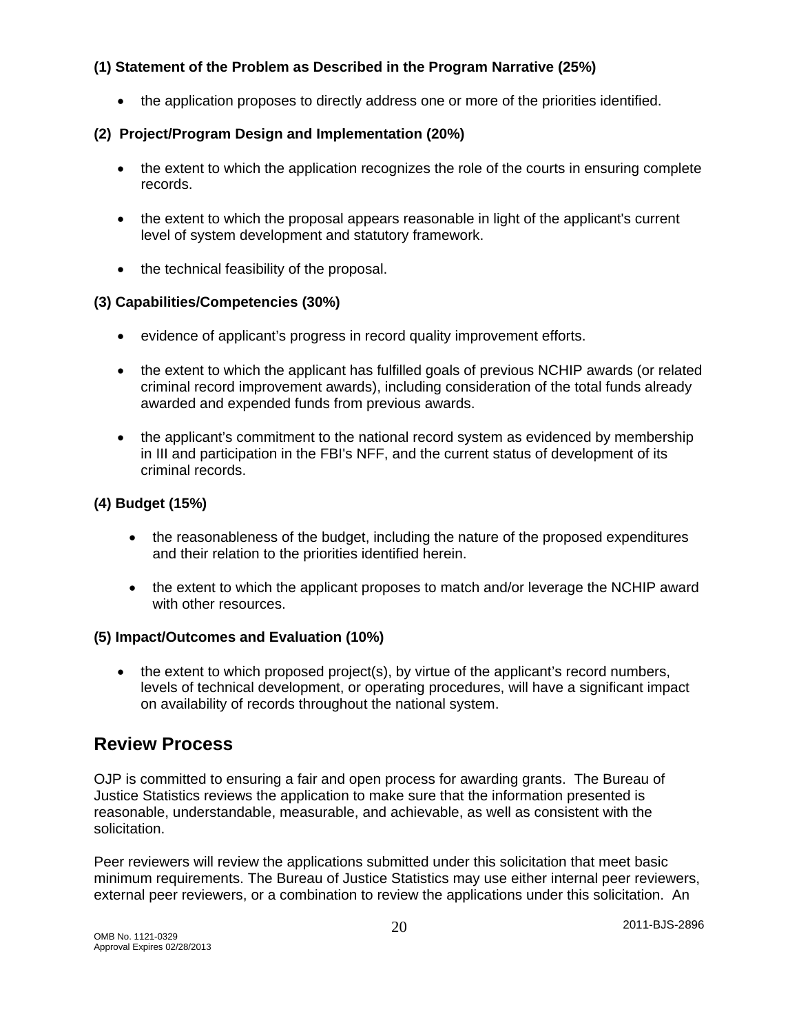**(1) Statement of the Problem as Described in the Program Narrative (25%)**

- the application proposes to directly address one or more of the priorities identified.

**(2) Project/Program Design and Implementation (20%)**

- the extent to which the application recognizes the role of the courts in ensuring complete records.
- the extent to which the proposal appears reasonable in light of the applicant's current level of system development and statutory framework.
- the technical feasibility of the proposal.

**(3) Capabilities/Competencies (30%)**

- evidence of applicant's progress in record quality improvement efforts.
- the extent to which the applicant has fulfilled goals of previous NCHIP awards (or related criminal record improvement awards), including consideration of the total funds already awarded and expended funds from previous awards.
- the applicant's commitment to the national record system as evidenced by membership in III and participation in the FBI's NFF, and the current status of development of its criminal records.

**(4) Budget (15%)**

- the reasonableness of the budget, including the nature of the proposed expenditures and their relation to the priorities identified herein.
- the extent to which the applicant proposes to match and/or leverage the NCHIP award with other resources.

**(5) Impact/Outcomes and Evaluation (10%)**

- the extent to which proposed project(s), by virtue of the applicant's record numbers, levels of technical development, or operating procedures, will have a significant impact on availability of records throughout the national system.

## Review Process

OJP is committed to ensuring a fair and open process for awarding grants. The Bureau of Justice Statistics reviews the application to make sure that the information presented is reasonable, understandable, measurable, and achievable, as well as consistent with the solicitation.

Peer reviewers will review the applications submitted under this solicitation that meet basic minimum requirements. The Bureau of Justice Statistics may use either internal peer reviewers, external peer reviewers, or a combination to review the applications under this solicitation. An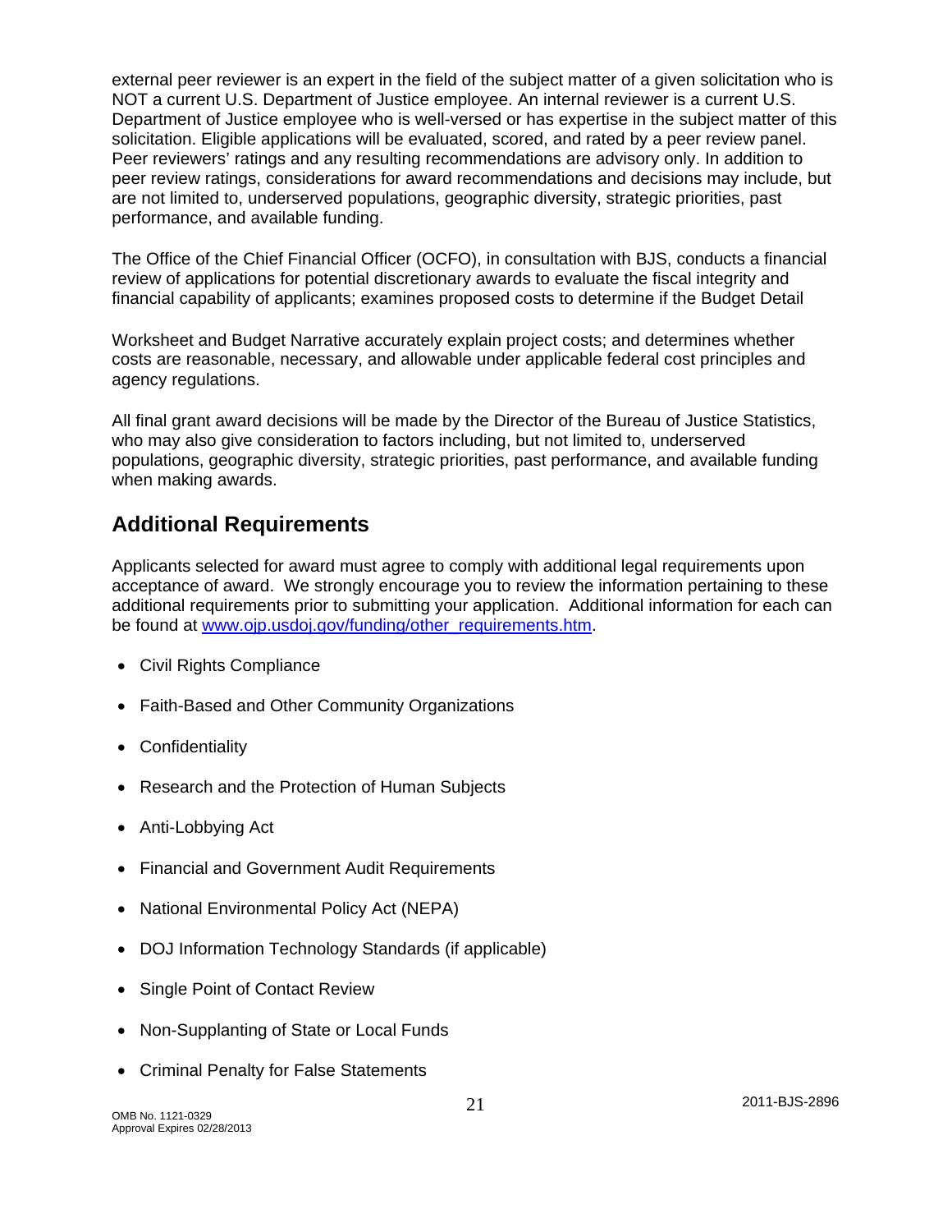external peer reviewer is an expert in the field of the subject matter of a given solicitation who is NOT a current U.S. Department of Justice employee. An internal reviewer is a current U.S. Department of Justice employee who is well-versed or has expertise in the subject matter of this solicitation. Eligible applications will be evaluated, scored, and rated by a peer review panel. Peer reviewers' ratings and any resulting recommendations are advisory only. In addition to peer review ratings, considerations for award recommendations and decisions may include, but are not limited to, underserved populations, geographic diversity, strategic priorities, past performance, and available funding.

The Office of the Chief Financial Officer (OCFO), in consultation with BJS, conducts a financial review of applications for potential discretionary awards to evaluate the fiscal integrity and financial capability of applicants; examines proposed costs to determine if the Budget Detail

Worksheet and Budget Narrative accurately explain project costs; and determines whether costs are reasonable, necessary, and allowable under applicable federal cost principles and agency regulations.

All final grant award decisions will be made by the Director of the Bureau of Justice Statistics, who may also give consideration to factors including, but not limited to, underserved populations, geographic diversity, strategic priorities, past performance, and available funding when making awards.

## Additional Requirements

Applicants selected for award must agree to comply with additional legal requirements upon acceptance of award. We strongly encourage you to review the information pertaining to these additional requirements prior to submitting your application. Additional information for each can be found at [www.ojp.usdoj.gov/funding/other_requirements.htm](www.ojp.usdoj.gov/funding/other_requirements.htm).

- Civil Rights Compliance
- Faith-Based and Other Community Organizations
- Confidentiality
- Research and the Protection of Human Subjects
- Anti-Lobbying Act
- Financial and Government Audit Requirements
- National Environmental Policy Act (NEPA)
- DOJ Information Technology Standards (if applicable)
- Single Point of Contact Review
- Non-Supplanting of State or Local Funds
- Criminal Penalty for False Statements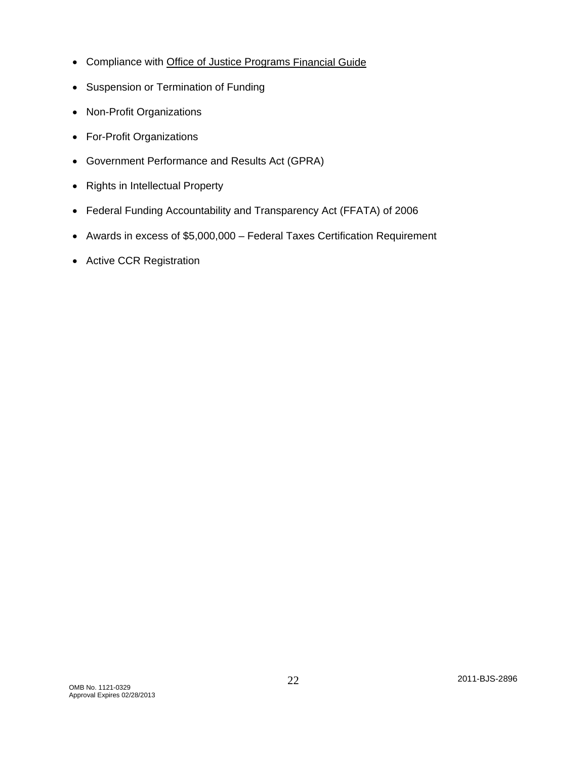- Compliance with Office of Justice Programs Financial Guide
- Suspension or Termination of Funding
- Non-Profit Organizations
- For-Profit Organizations
- Government Performance and Results Act (GPRA)
- Rights in Intellectual Property
- Federal Funding Accountability and Transparency Act (FFATA) of 2006
- Awards in excess of $5,000,000 – Federal Taxes Certification Requirement
- Active CCR Registration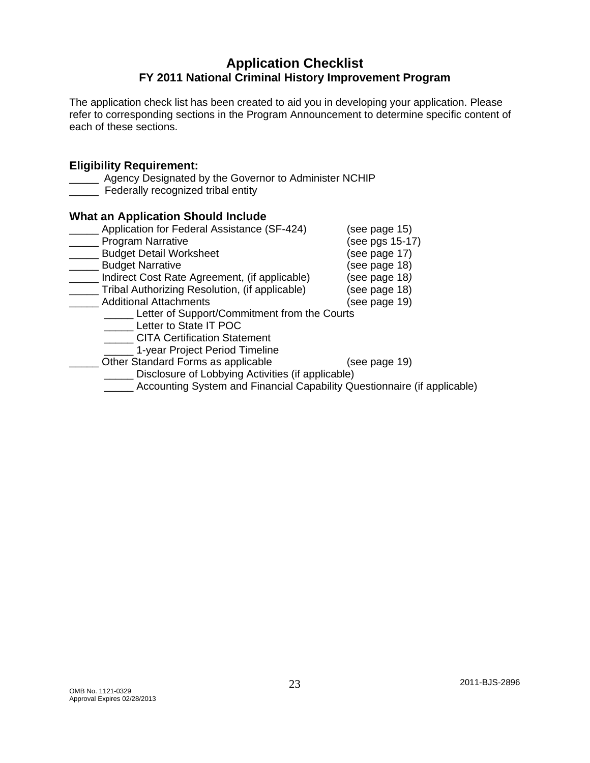# Application Checklist

## FY 2011 National Criminal History Improvement Program

The application check list has been created to aid you in developing your application. Please refer to corresponding sections in the Program Announcement to determine specific content of each of these sections.

### Eligibility Requirement:

_____ Agency Designated by the Governor to Administer NCHIP
_____ Federally recognized tribal entity

### What an Application Should Include

_____ Application for Federal Assistance (SF-424) (see page 15)
_____ Program Narrative (see pgs 15-17)
_____ Budget Detail Worksheet (see page 17)
_____ Budget Narrative (see page 18)
_____ Indirect Cost Rate Agreement, (if applicable) (see page 18)
_____ Tribal Authorizing Resolution, (if applicable) (see page 18)
_____ Additional Attachments (see page 19)

- _____ Letter of Support/Commitment from the Courts
- _____ Letter to State IT POC
- _____ CITA Certification Statement
- _____ 1-year Project Period Timeline

_____ Other Standard Forms as applicable (see page 19)

- _____ Disclosure of Lobbying Activities (if applicable)
- _____ Accounting System and Financial Capability Questionnaire (if applicable)

2011-BJS-2896

OMB No. 1121-0329
Approval Expires 02/28/2013